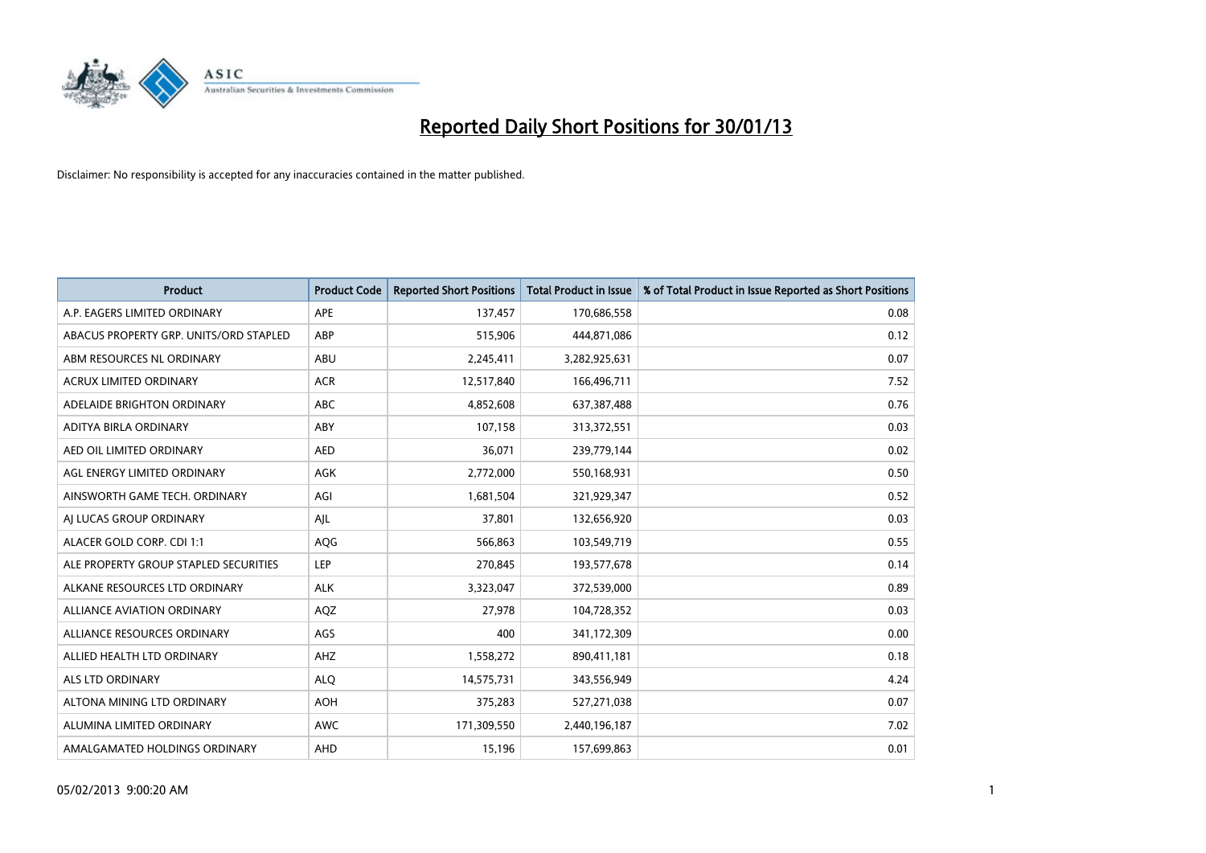# Reported Daily Short Positions for 30/01/13

Disclaimer: No responsibility is accepted for any inaccuracies contained in the matter published.

| Product | Product Code | Reported Short Positions | Total Product in Issue | % of Total Product in Issue Reported as Short Positions |
|---|---|---|---|---|
| A.P. EAGERS LIMITED ORDINARY | APE | 137,457 | 170,686,558 | 0.08 |
| ABACUS PROPERTY GRP. UNITS/ORD STAPLED | ABP | 515,906 | 444,871,086 | 0.12 |
| ABM RESOURCES NL ORDINARY | ABU | 2,245,411 | 3,282,925,631 | 0.07 |
| ACRUX LIMITED ORDINARY | ACR | 12,517,840 | 166,496,711 | 7.52 |
| ADELAIDE BRIGHTON ORDINARY | ABC | 4,852,608 | 637,387,488 | 0.76 |
| ADITYA BIRLA ORDINARY | ABY | 107,158 | 313,372,551 | 0.03 |
| AED OIL LIMITED ORDINARY | AED | 36,071 | 239,779,144 | 0.02 |
| AGL ENERGY LIMITED ORDINARY | AGK | 2,772,000 | 550,168,931 | 0.50 |
| AINSWORTH GAME TECH. ORDINARY | AGI | 1,681,504 | 321,929,347 | 0.52 |
| AJ LUCAS GROUP ORDINARY | AJL | 37,801 | 132,656,920 | 0.03 |
| ALACER GOLD CORP. CDI 1:1 | AQG | 566,863 | 103,549,719 | 0.55 |
| ALE PROPERTY GROUP STAPLED SECURITIES | LEP | 270,845 | 193,577,678 | 0.14 |
| ALKANE RESOURCES LTD ORDINARY | ALK | 3,323,047 | 372,539,000 | 0.89 |
| ALLIANCE AVIATION ORDINARY | AQZ | 27,978 | 104,728,352 | 0.03 |
| ALLIANCE RESOURCES ORDINARY | AGS | 400 | 341,172,309 | 0.00 |
| ALLIED HEALTH LTD ORDINARY | AHZ | 1,558,272 | 890,411,181 | 0.18 |
| ALS LTD ORDINARY | ALQ | 14,575,731 | 343,556,949 | 4.24 |
| ALTONA MINING LTD ORDINARY | AOH | 375,283 | 527,271,038 | 0.07 |
| ALUMINA LIMITED ORDINARY | AWC | 171,309,550 | 2,440,196,187 | 7.02 |
| AMALGAMATED HOLDINGS ORDINARY | AHD | 15,196 | 157,699,863 | 0.01 |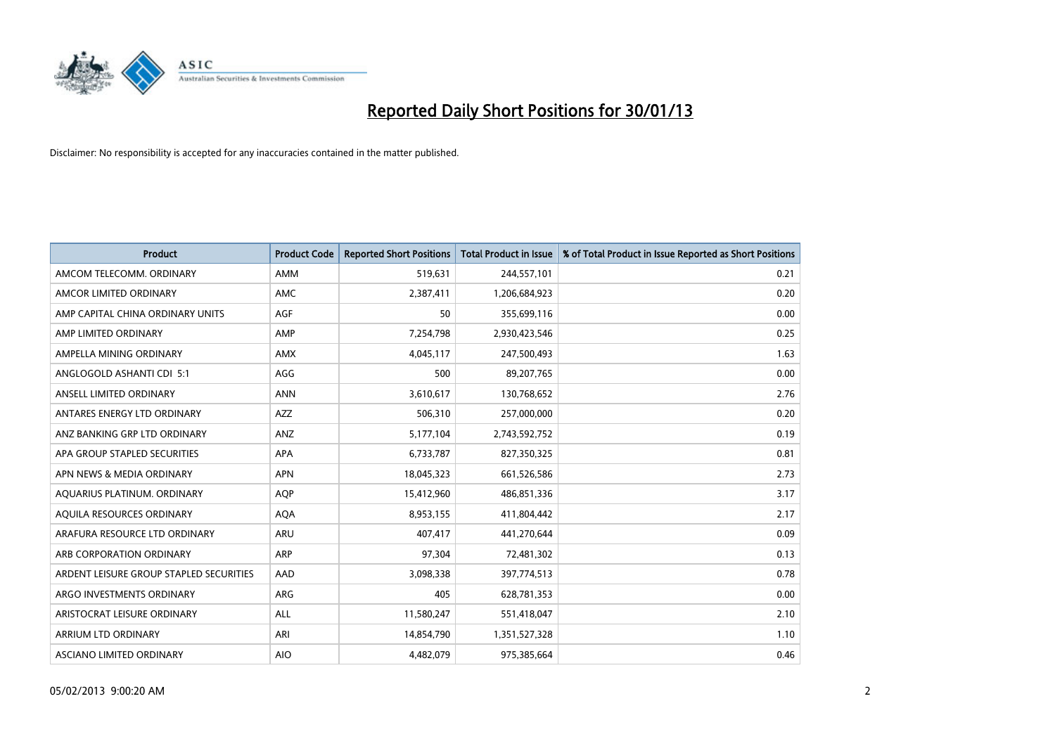# Reported Daily Short Positions for 30/01/13

Disclaimer: No responsibility is accepted for any inaccuracies contained in the matter published.

| Product | Product Code | Reported Short Positions | Total Product in Issue | % of Total Product in Issue Reported as Short Positions |
|---|---|---|---|---|
| AMCOM TELECOMM. ORDINARY | AMM | 519,631 | 244,557,101 | 0.21 |
| AMCOR LIMITED ORDINARY | AMC | 2,387,411 | 1,206,684,923 | 0.20 |
| AMP CAPITAL CHINA ORDINARY UNITS | AGF | 50 | 355,699,116 | 0.00 |
| AMP LIMITED ORDINARY | AMP | 7,254,798 | 2,930,423,546 | 0.25 |
| AMPELLA MINING ORDINARY | AMX | 4,045,117 | 247,500,493 | 1.63 |
| ANGLOGOLD ASHANTI CDI 5:1 | AGG | 500 | 89,207,765 | 0.00 |
| ANSELL LIMITED ORDINARY | ANN | 3,610,617 | 130,768,652 | 2.76 |
| ANTARES ENERGY LTD ORDINARY | AZZ | 506,310 | 257,000,000 | 0.20 |
| ANZ BANKING GRP LTD ORDINARY | ANZ | 5,177,104 | 2,743,592,752 | 0.19 |
| APA GROUP STAPLED SECURITIES | APA | 6,733,787 | 827,350,325 | 0.81 |
| APN NEWS & MEDIA ORDINARY | APN | 18,045,323 | 661,526,586 | 2.73 |
| AQUARIUS PLATINUM. ORDINARY | AQP | 15,412,960 | 486,851,336 | 3.17 |
| AQUILA RESOURCES ORDINARY | AQA | 8,953,155 | 411,804,442 | 2.17 |
| ARAFURA RESOURCE LTD ORDINARY | ARU | 407,417 | 441,270,644 | 0.09 |
| ARB CORPORATION ORDINARY | ARP | 97,304 | 72,481,302 | 0.13 |
| ARDENT LEISURE GROUP STAPLED SECURITIES | AAD | 3,098,338 | 397,774,513 | 0.78 |
| ARGO INVESTMENTS ORDINARY | ARG | 405 | 628,781,353 | 0.00 |
| ARISTOCRAT LEISURE ORDINARY | ALL | 11,580,247 | 551,418,047 | 2.10 |
| ARRIUM LTD ORDINARY | ARI | 14,854,790 | 1,351,527,328 | 1.10 |
| ASCIANO LIMITED ORDINARY | AIO | 4,482,079 | 975,385,664 | 0.46 |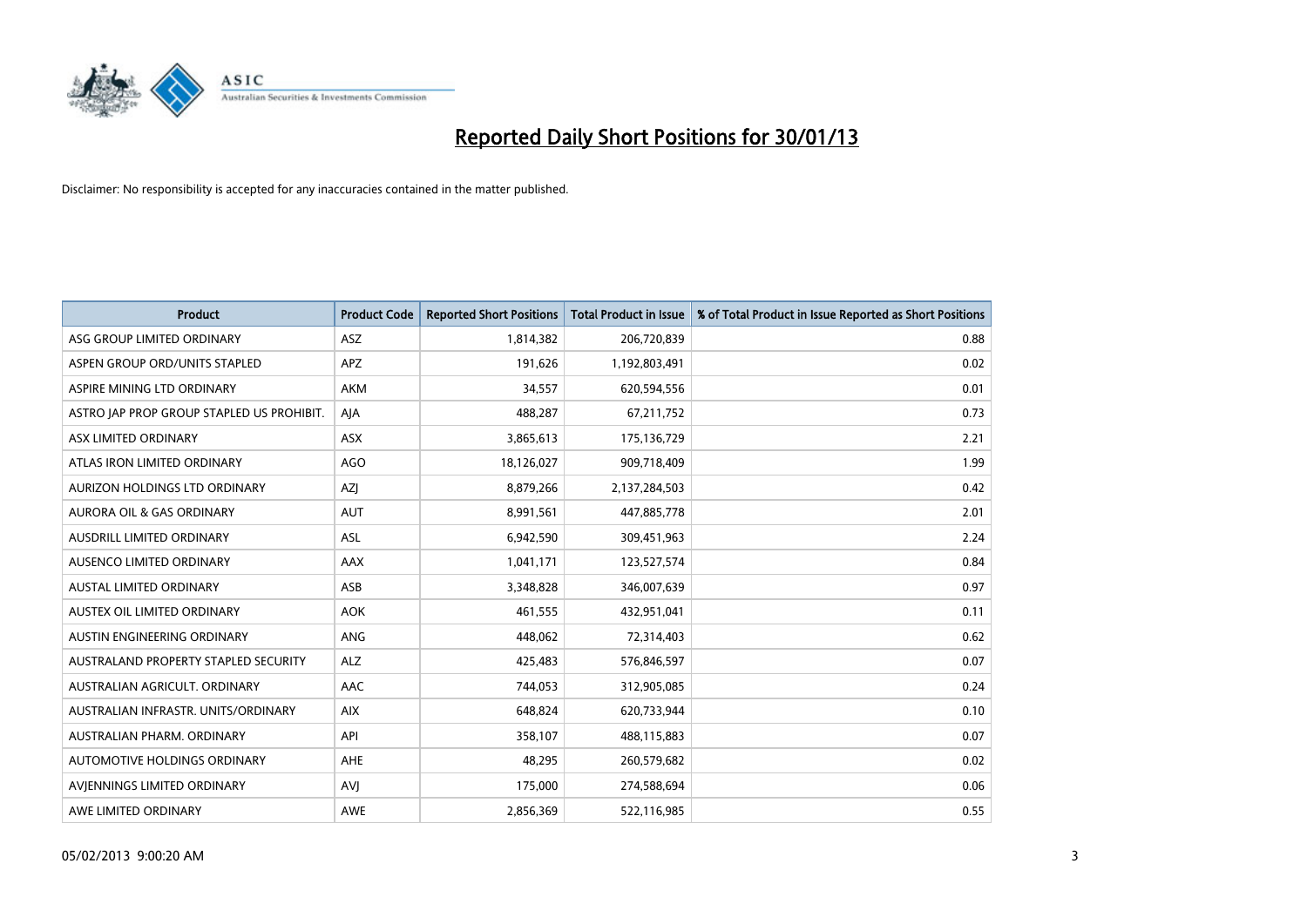# Reported Daily Short Positions for 30/01/13

Disclaimer: No responsibility is accepted for any inaccuracies contained in the matter published.

| Product | Product Code | Reported Short Positions | Total Product in Issue | % of Total Product in Issue Reported as Short Positions |
|---|---|---|---|---|
| ASG GROUP LIMITED ORDINARY | ASZ | 1,814,382 | 206,720,839 | 0.88 |
| ASPEN GROUP ORD/UNITS STAPLED | APZ | 191,626 | 1,192,803,491 | 0.02 |
| ASPIRE MINING LTD ORDINARY | AKM | 34,557 | 620,594,556 | 0.01 |
| ASTRO JAP PROP GROUP STAPLED US PROHIBIT. | AJA | 488,287 | 67,211,752 | 0.73 |
| ASX LIMITED ORDINARY | ASX | 3,865,613 | 175,136,729 | 2.21 |
| ATLAS IRON LIMITED ORDINARY | AGO | 18,126,027 | 909,718,409 | 1.99 |
| AURIZON HOLDINGS LTD ORDINARY | AZJ | 8,879,266 | 2,137,284,503 | 0.42 |
| AURORA OIL & GAS ORDINARY | AUT | 8,991,561 | 447,885,778 | 2.01 |
| AUSDRILL LIMITED ORDINARY | ASL | 6,942,590 | 309,451,963 | 2.24 |
| AUSENCO LIMITED ORDINARY | AAX | 1,041,171 | 123,527,574 | 0.84 |
| AUSTAL LIMITED ORDINARY | ASB | 3,348,828 | 346,007,639 | 0.97 |
| AUSTEX OIL LIMITED ORDINARY | AOK | 461,555 | 432,951,041 | 0.11 |
| AUSTIN ENGINEERING ORDINARY | ANG | 448,062 | 72,314,403 | 0.62 |
| AUSTRALAND PROPERTY STAPLED SECURITY | ALZ | 425,483 | 576,846,597 | 0.07 |
| AUSTRALIAN AGRICULT. ORDINARY | AAC | 744,053 | 312,905,085 | 0.24 |
| AUSTRALIAN INFRASTR. UNITS/ORDINARY | AIX | 648,824 | 620,733,944 | 0.10 |
| AUSTRALIAN PHARM. ORDINARY | API | 358,107 | 488,115,883 | 0.07 |
| AUTOMOTIVE HOLDINGS ORDINARY | AHE | 48,295 | 260,579,682 | 0.02 |
| AVJENNINGS LIMITED ORDINARY | AVJ | 175,000 | 274,588,694 | 0.06 |
| AWE LIMITED ORDINARY | AWE | 2,856,369 | 522,116,985 | 0.55 |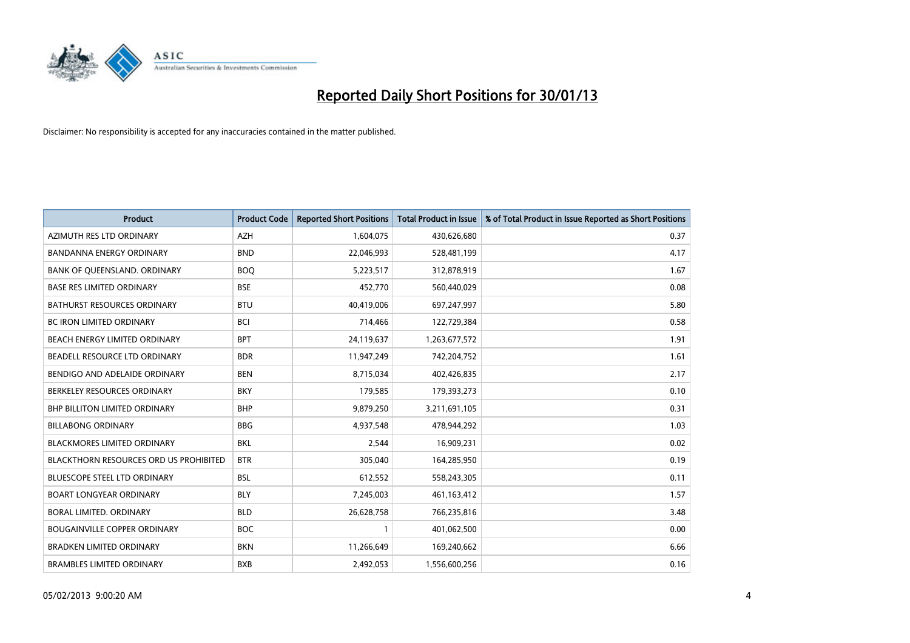# Reported Daily Short Positions for 30/01/13

Disclaimer: No responsibility is accepted for any inaccuracies contained in the matter published.

| Product | Product Code | Reported Short Positions | Total Product in Issue | % of Total Product in Issue Reported as Short Positions |
|---|---|---|---|---|
| AZIMUTH RES LTD ORDINARY | AZH | 1,604,075 | 430,626,680 | 0.37 |
| BANDANNA ENERGY ORDINARY | BND | 22,046,993 | 528,481,199 | 4.17 |
| BANK OF QUEENSLAND. ORDINARY | BOQ | 5,223,517 | 312,878,919 | 1.67 |
| BASE RES LIMITED ORDINARY | BSE | 452,770 | 560,440,029 | 0.08 |
| BATHURST RESOURCES ORDINARY | BTU | 40,419,006 | 697,247,997 | 5.80 |
| BC IRON LIMITED ORDINARY | BCI | 714,466 | 122,729,384 | 0.58 |
| BEACH ENERGY LIMITED ORDINARY | BPT | 24,119,637 | 1,263,677,572 | 1.91 |
| BEADELL RESOURCE LTD ORDINARY | BDR | 11,947,249 | 742,204,752 | 1.61 |
| BENDIGO AND ADELAIDE ORDINARY | BEN | 8,715,034 | 402,426,835 | 2.17 |
| BERKELEY RESOURCES ORDINARY | BKY | 179,585 | 179,393,273 | 0.10 |
| BHP BILLITON LIMITED ORDINARY | BHP | 9,879,250 | 3,211,691,105 | 0.31 |
| BILLABONG ORDINARY | BBG | 4,937,548 | 478,944,292 | 1.03 |
| BLACKMORES LIMITED ORDINARY | BKL | 2,544 | 16,909,231 | 0.02 |
| BLACKTHORN RESOURCES ORD US PROHIBITED | BTR | 305,040 | 164,285,950 | 0.19 |
| BLUESCOPE STEEL LTD ORDINARY | BSL | 612,552 | 558,243,305 | 0.11 |
| BOART LONGYEAR ORDINARY | BLY | 7,245,003 | 461,163,412 | 1.57 |
| BORAL LIMITED. ORDINARY | BLD | 26,628,758 | 766,235,816 | 3.48 |
| BOUGAINVILLE COPPER ORDINARY | BOC | 1 | 401,062,500 | 0.00 |
| BRADKEN LIMITED ORDINARY | BKN | 11,266,649 | 169,240,662 | 6.66 |
| BRAMBLES LIMITED ORDINARY | BXB | 2,492,053 | 1,556,600,256 | 0.16 |

05/02/2013 9:00:20 AM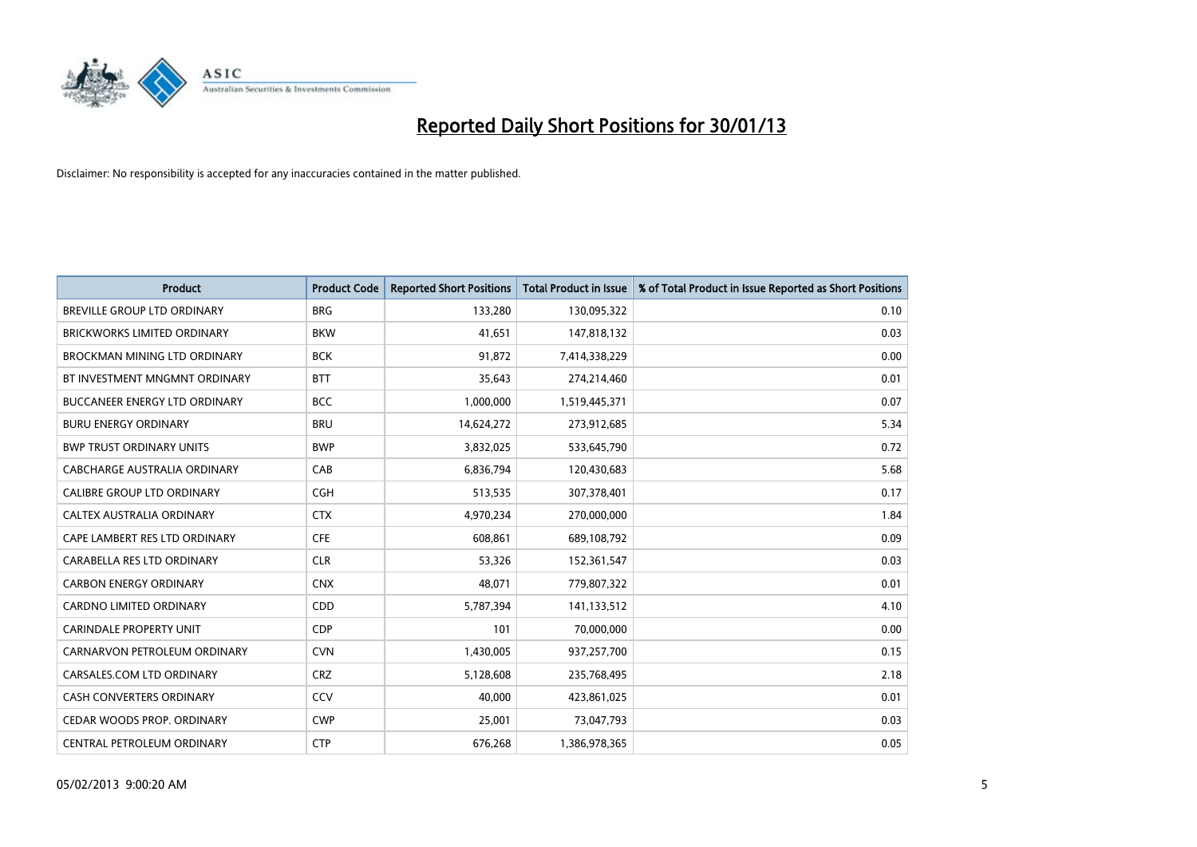# Reported Daily Short Positions for 30/01/13

Disclaimer: No responsibility is accepted for any inaccuracies contained in the matter published.

| Product | Product Code | Reported Short Positions | Total Product in Issue | % of Total Product in Issue Reported as Short Positions |
|---|---|---|---|---|
| BREVILLE GROUP LTD ORDINARY | BRG | 133,280 | 130,095,322 | 0.10 |
| BRICKWORKS LIMITED ORDINARY | BKW | 41,651 | 147,818,132 | 0.03 |
| BROCKMAN MINING LTD ORDINARY | BCK | 91,872 | 7,414,338,229 | 0.00 |
| BT INVESTMENT MNGMNT ORDINARY | BTT | 35,643 | 274,214,460 | 0.01 |
| BUCCANEER ENERGY LTD ORDINARY | BCC | 1,000,000 | 1,519,445,371 | 0.07 |
| BURU ENERGY ORDINARY | BRU | 14,624,272 | 273,912,685 | 5.34 |
| BWP TRUST ORDINARY UNITS | BWP | 3,832,025 | 533,645,790 | 0.72 |
| CABCHARGE AUSTRALIA ORDINARY | CAB | 6,836,794 | 120,430,683 | 5.68 |
| CALIBRE GROUP LTD ORDINARY | CGH | 513,535 | 307,378,401 | 0.17 |
| CALTEX AUSTRALIA ORDINARY | CTX | 4,970,234 | 270,000,000 | 1.84 |
| CAPE LAMBERT RES LTD ORDINARY | CFE | 608,861 | 689,108,792 | 0.09 |
| CARABELLA RES LTD ORDINARY | CLR | 53,326 | 152,361,547 | 0.03 |
| CARBON ENERGY ORDINARY | CNX | 48,071 | 779,807,322 | 0.01 |
| CARDNO LIMITED ORDINARY | CDD | 5,787,394 | 141,133,512 | 4.10 |
| CARINDALE PROPERTY UNIT | CDP | 101 | 70,000,000 | 0.00 |
| CARNARVON PETROLEUM ORDINARY | CVN | 1,430,005 | 937,257,700 | 0.15 |
| CARSALES.COM LTD ORDINARY | CRZ | 5,128,608 | 235,768,495 | 2.18 |
| CASH CONVERTERS ORDINARY | CCV | 40,000 | 423,861,025 | 0.01 |
| CEDAR WOODS PROP. ORDINARY | CWP | 25,001 | 73,047,793 | 0.03 |
| CENTRAL PETROLEUM ORDINARY | CTP | 676,268 | 1,386,978,365 | 0.05 |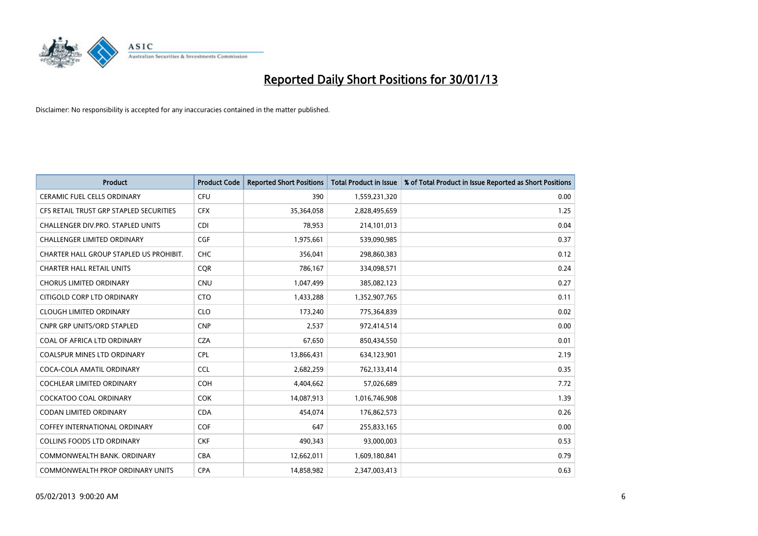# Reported Daily Short Positions for 30/01/13

Disclaimer: No responsibility is accepted for any inaccuracies contained in the matter published.

| Product | Product Code | Reported Short Positions | Total Product in Issue | % of Total Product in Issue Reported as Short Positions |
|---|---|---|---|---|
| CERAMIC FUEL CELLS ORDINARY | CFU | 390 | 1,559,231,320 | 0.00 |
| CFS RETAIL TRUST GRP STAPLED SECURITIES | CFX | 35,364,058 | 2,828,495,659 | 1.25 |
| CHALLENGER DIV.PRO. STAPLED UNITS | CDI | 78,953 | 214,101,013 | 0.04 |
| CHALLENGER LIMITED ORDINARY | CGF | 1,975,661 | 539,090,985 | 0.37 |
| CHARTER HALL GROUP STAPLED US PROHIBIT. | CHC | 356,041 | 298,860,383 | 0.12 |
| CHARTER HALL RETAIL UNITS | CQR | 786,167 | 334,098,571 | 0.24 |
| CHORUS LIMITED ORDINARY | CNU | 1,047,499 | 385,082,123 | 0.27 |
| CITIGOLD CORP LTD ORDINARY | CTO | 1,433,288 | 1,352,907,765 | 0.11 |
| CLOUGH LIMITED ORDINARY | CLO | 173,240 | 775,364,839 | 0.02 |
| CNPR GRP UNITS/ORD STAPLED | CNP | 2,537 | 972,414,514 | 0.00 |
| COAL OF AFRICA LTD ORDINARY | CZA | 67,650 | 850,434,550 | 0.01 |
| COALSPUR MINES LTD ORDINARY | CPL | 13,866,431 | 634,123,901 | 2.19 |
| COCA-COLA AMATIL ORDINARY | CCL | 2,682,259 | 762,133,414 | 0.35 |
| COCHLEAR LIMITED ORDINARY | COH | 4,404,662 | 57,026,689 | 7.72 |
| COCKATOO COAL ORDINARY | COK | 14,087,913 | 1,016,746,908 | 1.39 |
| CODAN LIMITED ORDINARY | CDA | 454,074 | 176,862,573 | 0.26 |
| COFFEY INTERNATIONAL ORDINARY | COF | 647 | 255,833,165 | 0.00 |
| COLLINS FOODS LTD ORDINARY | CKF | 490,343 | 93,000,003 | 0.53 |
| COMMONWEALTH BANK. ORDINARY | CBA | 12,662,011 | 1,609,180,841 | 0.79 |
| COMMONWEALTH PROP ORDINARY UNITS | CPA | 14,858,982 | 2,347,003,413 | 0.63 |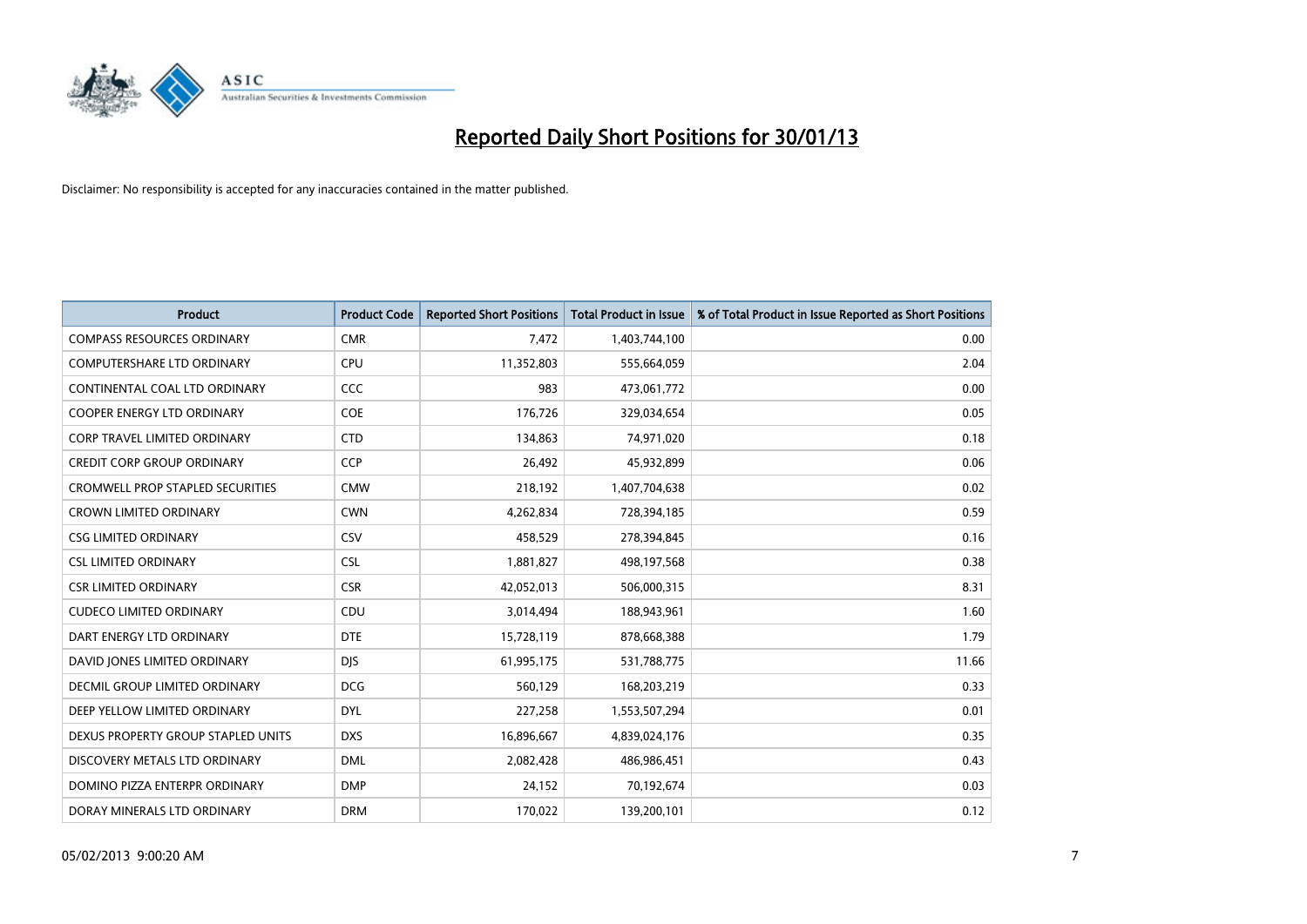# Reported Daily Short Positions for 30/01/13

Disclaimer: No responsibility is accepted for any inaccuracies contained in the matter published.

| Product | Product Code | Reported Short Positions | Total Product in Issue | % of Total Product in Issue Reported as Short Positions |
|---|---|---|---|---|
| COMPASS RESOURCES ORDINARY | CMR | 7,472 | 1,403,744,100 | 0.00 |
| COMPUTERSHARE LTD ORDINARY | CPU | 11,352,803 | 555,664,059 | 2.04 |
| CONTINENTAL COAL LTD ORDINARY | CCC | 983 | 473,061,772 | 0.00 |
| COOPER ENERGY LTD ORDINARY | COE | 176,726 | 329,034,654 | 0.05 |
| CORP TRAVEL LIMITED ORDINARY | CTD | 134,863 | 74,971,020 | 0.18 |
| CREDIT CORP GROUP ORDINARY | CCP | 26,492 | 45,932,899 | 0.06 |
| CROMWELL PROP STAPLED SECURITIES | CMW | 218,192 | 1,407,704,638 | 0.02 |
| CROWN LIMITED ORDINARY | CWN | 4,262,834 | 728,394,185 | 0.59 |
| CSG LIMITED ORDINARY | CSV | 458,529 | 278,394,845 | 0.16 |
| CSL LIMITED ORDINARY | CSL | 1,881,827 | 498,197,568 | 0.38 |
| CSR LIMITED ORDINARY | CSR | 42,052,013 | 506,000,315 | 8.31 |
| CUDECO LIMITED ORDINARY | CDU | 3,014,494 | 188,943,961 | 1.60 |
| DART ENERGY LTD ORDINARY | DTE | 15,728,119 | 878,668,388 | 1.79 |
| DAVID JONES LIMITED ORDINARY | DJS | 61,995,175 | 531,788,775 | 11.66 |
| DECMIL GROUP LIMITED ORDINARY | DCG | 560,129 | 168,203,219 | 0.33 |
| DEEP YELLOW LIMITED ORDINARY | DYL | 227,258 | 1,553,507,294 | 0.01 |
| DEXUS PROPERTY GROUP STAPLED UNITS | DXS | 16,896,667 | 4,839,024,176 | 0.35 |
| DISCOVERY METALS LTD ORDINARY | DML | 2,082,428 | 486,986,451 | 0.43 |
| DOMINO PIZZA ENTERPR ORDINARY | DMP | 24,152 | 70,192,674 | 0.03 |
| DORAY MINERALS LTD ORDINARY | DRM | 170,022 | 139,200,101 | 0.12 |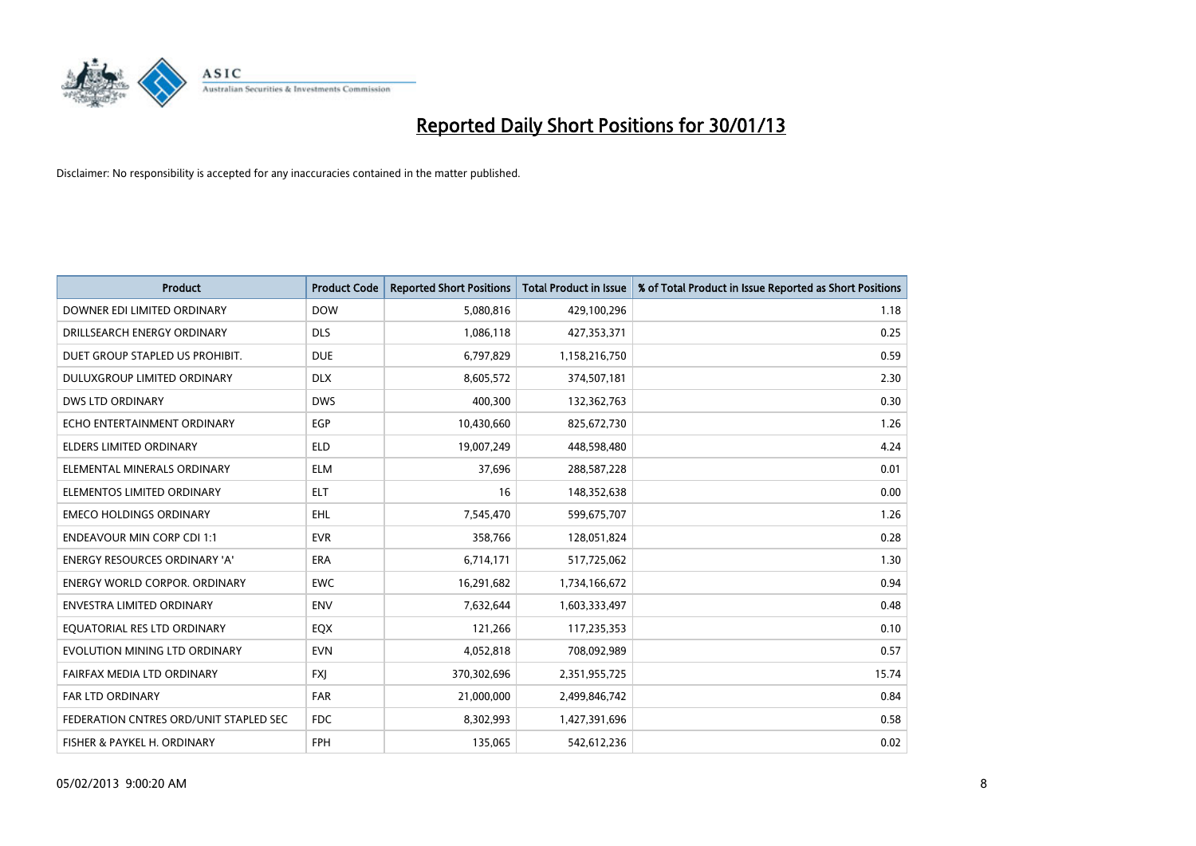# Reported Daily Short Positions for 30/01/13

Disclaimer: No responsibility is accepted for any inaccuracies contained in the matter published.

| Product | Product Code | Reported Short Positions | Total Product in Issue | % of Total Product in Issue Reported as Short Positions |
|---|---|---|---|---|
| DOWNER EDI LIMITED ORDINARY | DOW | 5,080,816 | 429,100,296 | 1.18 |
| DRILLSEARCH ENERGY ORDINARY | DLS | 1,086,118 | 427,353,371 | 0.25 |
| DUET GROUP STAPLED US PROHIBIT. | DUE | 6,797,829 | 1,158,216,750 | 0.59 |
| DULUXGROUP LIMITED ORDINARY | DLX | 8,605,572 | 374,507,181 | 2.30 |
| DWS LTD ORDINARY | DWS | 400,300 | 132,362,763 | 0.30 |
| ECHO ENTERTAINMENT ORDINARY | EGP | 10,430,660 | 825,672,730 | 1.26 |
| ELDERS LIMITED ORDINARY | ELD | 19,007,249 | 448,598,480 | 4.24 |
| ELEMENTAL MINERALS ORDINARY | ELM | 37,696 | 288,587,228 | 0.01 |
| ELEMENTOS LIMITED ORDINARY | ELT | 16 | 148,352,638 | 0.00 |
| EMECO HOLDINGS ORDINARY | EHL | 7,545,470 | 599,675,707 | 1.26 |
| ENDEAVOUR MIN CORP CDI 1:1 | EVR | 358,766 | 128,051,824 | 0.28 |
| ENERGY RESOURCES ORDINARY 'A' | ERA | 6,714,171 | 517,725,062 | 1.30 |
| ENERGY WORLD CORPOR. ORDINARY | EWC | 16,291,682 | 1,734,166,672 | 0.94 |
| ENVESTRA LIMITED ORDINARY | ENV | 7,632,644 | 1,603,333,497 | 0.48 |
| EQUATORIAL RES LTD ORDINARY | EQX | 121,266 | 117,235,353 | 0.10 |
| EVOLUTION MINING LTD ORDINARY | EVN | 4,052,818 | 708,092,989 | 0.57 |
| FAIRFAX MEDIA LTD ORDINARY | FXJ | 370,302,696 | 2,351,955,725 | 15.74 |
| FAR LTD ORDINARY | FAR | 21,000,000 | 2,499,846,742 | 0.84 |
| FEDERATION CNTRES ORD/UNIT STAPLED SEC | FDC | 8,302,993 | 1,427,391,696 | 0.58 |
| FISHER & PAYKEL H. ORDINARY | FPH | 135,065 | 542,612,236 | 0.02 |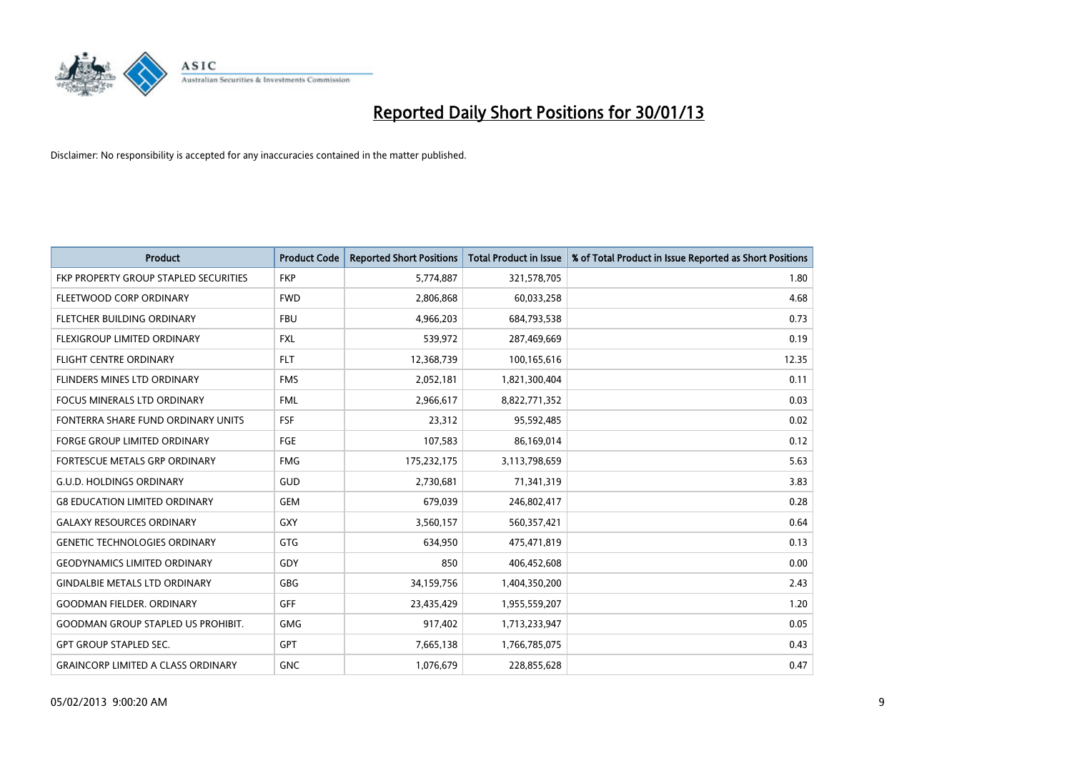# Reported Daily Short Positions for 30/01/13

Disclaimer: No responsibility is accepted for any inaccuracies contained in the matter published.

| Product | Product Code | Reported Short Positions | Total Product in Issue | % of Total Product in Issue Reported as Short Positions |
|---|---|---|---|---|
| FKP PROPERTY GROUP STAPLED SECURITIES | FKP | 5,774,887 | 321,578,705 | 1.80 |
| FLEETWOOD CORP ORDINARY | FWD | 2,806,868 | 60,033,258 | 4.68 |
| FLETCHER BUILDING ORDINARY | FBU | 4,966,203 | 684,793,538 | 0.73 |
| FLEXIGROUP LIMITED ORDINARY | FXL | 539,972 | 287,469,669 | 0.19 |
| FLIGHT CENTRE ORDINARY | FLT | 12,368,739 | 100,165,616 | 12.35 |
| FLINDERS MINES LTD ORDINARY | FMS | 2,052,181 | 1,821,300,404 | 0.11 |
| FOCUS MINERALS LTD ORDINARY | FML | 2,966,617 | 8,822,771,352 | 0.03 |
| FONTERRA SHARE FUND ORDINARY UNITS | FSF | 23,312 | 95,592,485 | 0.02 |
| FORGE GROUP LIMITED ORDINARY | FGE | 107,583 | 86,169,014 | 0.12 |
| FORTESCUE METALS GRP ORDINARY | FMG | 175,232,175 | 3,113,798,659 | 5.63 |
| G.U.D. HOLDINGS ORDINARY | GUD | 2,730,681 | 71,341,319 | 3.83 |
| G8 EDUCATION LIMITED ORDINARY | GEM | 679,039 | 246,802,417 | 0.28 |
| GALAXY RESOURCES ORDINARY | GXY | 3,560,157 | 560,357,421 | 0.64 |
| GENETIC TECHNOLOGIES ORDINARY | GTG | 634,950 | 475,471,819 | 0.13 |
| GEODYNAMICS LIMITED ORDINARY | GDY | 850 | 406,452,608 | 0.00 |
| GINDALBIE METALS LTD ORDINARY | GBG | 34,159,756 | 1,404,350,200 | 2.43 |
| GOODMAN FIELDER. ORDINARY | GFF | 23,435,429 | 1,955,559,207 | 1.20 |
| GOODMAN GROUP STAPLED US PROHIBIT. | GMG | 917,402 | 1,713,233,947 | 0.05 |
| GPT GROUP STAPLED SEC. | GPT | 7,665,138 | 1,766,785,075 | 0.43 |
| GRAINCORP LIMITED A CLASS ORDINARY | GNC | 1,076,679 | 228,855,628 | 0.47 |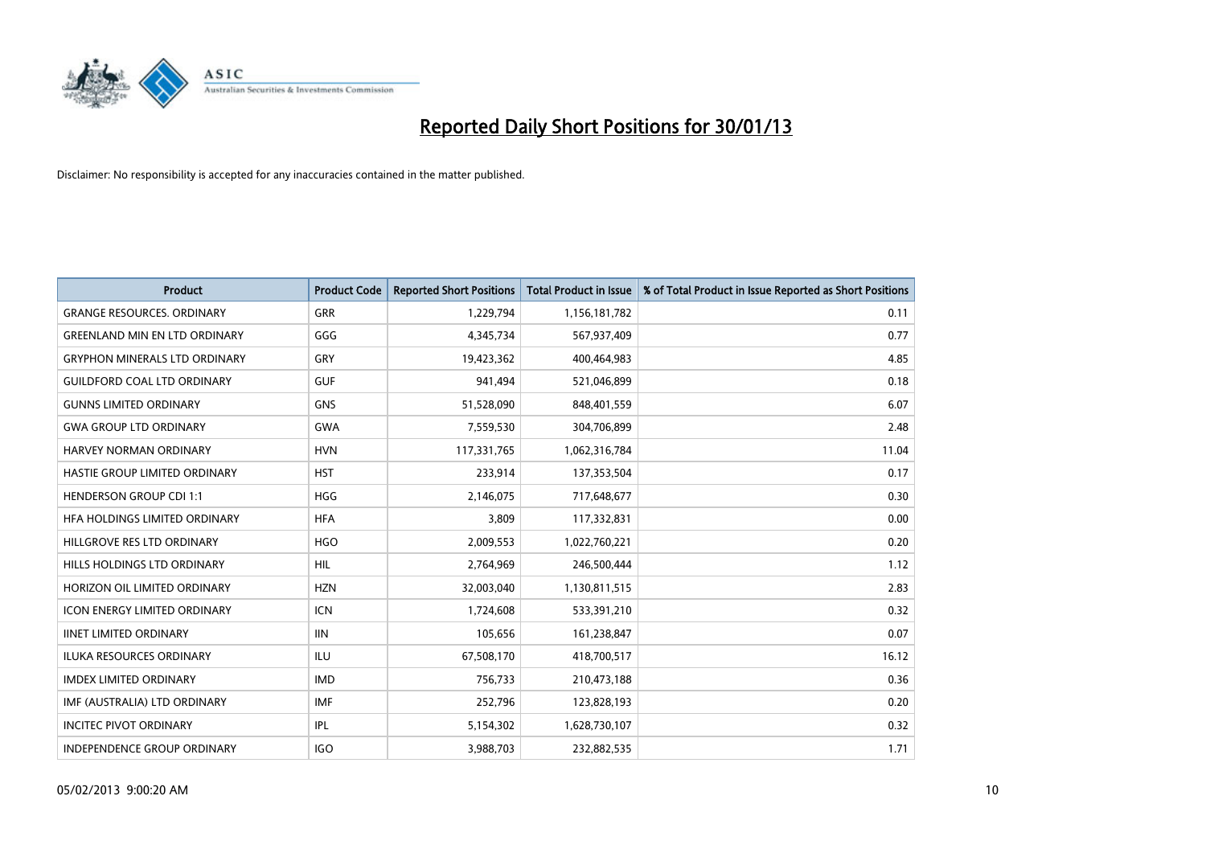# Reported Daily Short Positions for 30/01/13

Disclaimer: No responsibility is accepted for any inaccuracies contained in the matter published.

| Product | Product Code | Reported Short Positions | Total Product in Issue | % of Total Product in Issue Reported as Short Positions |
|---|---|---|---|---|
| GRANGE RESOURCES. ORDINARY | GRR | 1,229,794 | 1,156,181,782 | 0.11 |
| GREENLAND MIN EN LTD ORDINARY | GGG | 4,345,734 | 567,937,409 | 0.77 |
| GRYPHON MINERALS LTD ORDINARY | GRY | 19,423,362 | 400,464,983 | 4.85 |
| GUILDFORD COAL LTD ORDINARY | GUF | 941,494 | 521,046,899 | 0.18 |
| GUNNS LIMITED ORDINARY | GNS | 51,528,090 | 848,401,559 | 6.07 |
| GWA GROUP LTD ORDINARY | GWA | 7,559,530 | 304,706,899 | 2.48 |
| HARVEY NORMAN ORDINARY | HVN | 117,331,765 | 1,062,316,784 | 11.04 |
| HASTIE GROUP LIMITED ORDINARY | HST | 233,914 | 137,353,504 | 0.17 |
| HENDERSON GROUP CDI 1:1 | HGG | 2,146,075 | 717,648,677 | 0.30 |
| HFA HOLDINGS LIMITED ORDINARY | HFA | 3,809 | 117,332,831 | 0.00 |
| HILLGROVE RES LTD ORDINARY | HGO | 2,009,553 | 1,022,760,221 | 0.20 |
| HILLS HOLDINGS LTD ORDINARY | HIL | 2,764,969 | 246,500,444 | 1.12 |
| HORIZON OIL LIMITED ORDINARY | HZN | 32,003,040 | 1,130,811,515 | 2.83 |
| ICON ENERGY LIMITED ORDINARY | ICN | 1,724,608 | 533,391,210 | 0.32 |
| IINET LIMITED ORDINARY | IIN | 105,656 | 161,238,847 | 0.07 |
| ILUKA RESOURCES ORDINARY | ILU | 67,508,170 | 418,700,517 | 16.12 |
| IMDEX LIMITED ORDINARY | IMD | 756,733 | 210,473,188 | 0.36 |
| IMF (AUSTRALIA) LTD ORDINARY | IMF | 252,796 | 123,828,193 | 0.20 |
| INCITEC PIVOT ORDINARY | IPL | 5,154,302 | 1,628,730,107 | 0.32 |
| INDEPENDENCE GROUP ORDINARY | IGO | 3,988,703 | 232,882,535 | 1.71 |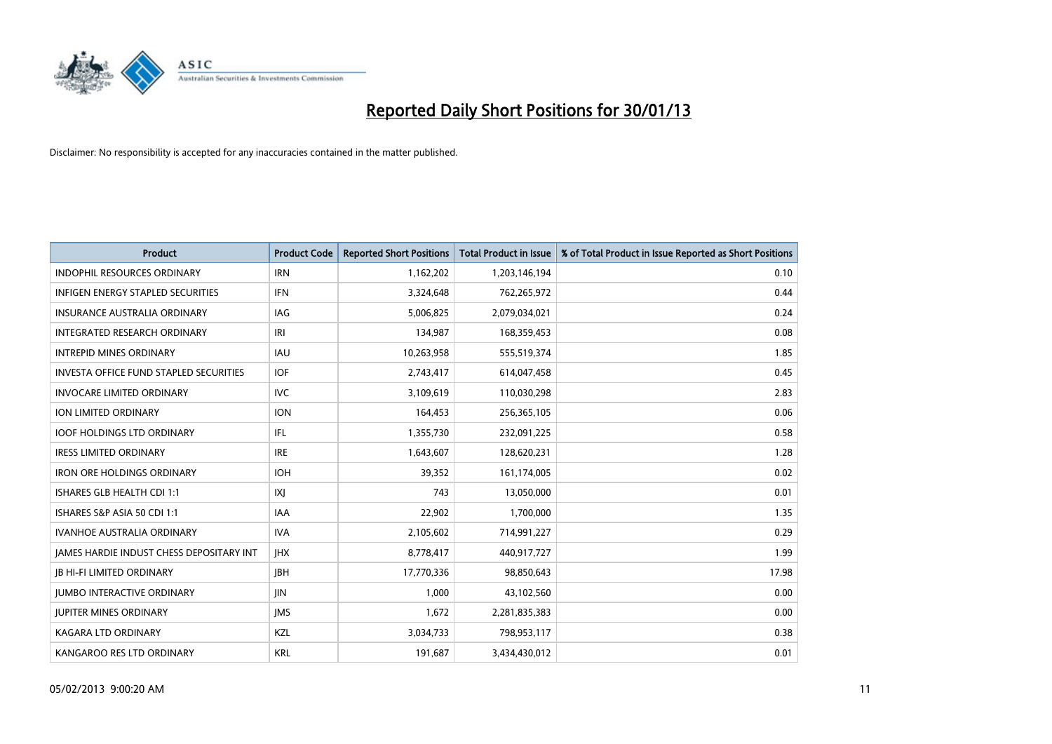# Reported Daily Short Positions for 30/01/13

Disclaimer: No responsibility is accepted for any inaccuracies contained in the matter published.

| Product | Product Code | Reported Short Positions | Total Product in Issue | % of Total Product in Issue Reported as Short Positions |
|---|---|---|---|---|
| INDOPHIL RESOURCES ORDINARY | IRN | 1,162,202 | 1,203,146,194 | 0.10 |
| INFIGEN ENERGY STAPLED SECURITIES | IFN | 3,324,648 | 762,265,972 | 0.44 |
| INSURANCE AUSTRALIA ORDINARY | IAG | 5,006,825 | 2,079,034,021 | 0.24 |
| INTEGRATED RESEARCH ORDINARY | IRI | 134,987 | 168,359,453 | 0.08 |
| INTREPID MINES ORDINARY | IAU | 10,263,958 | 555,519,374 | 1.85 |
| INVESTA OFFICE FUND STAPLED SECURITIES | IOF | 2,743,417 | 614,047,458 | 0.45 |
| INVOCARE LIMITED ORDINARY | IVC | 3,109,619 | 110,030,298 | 2.83 |
| ION LIMITED ORDINARY | ION | 164,453 | 256,365,105 | 0.06 |
| IOOF HOLDINGS LTD ORDINARY | IFL | 1,355,730 | 232,091,225 | 0.58 |
| IRESS LIMITED ORDINARY | IRE | 1,643,607 | 128,620,231 | 1.28 |
| IRON ORE HOLDINGS ORDINARY | IOH | 39,352 | 161,174,005 | 0.02 |
| ISHARES GLB HEALTH CDI 1:1 | IXJ | 743 | 13,050,000 | 0.01 |
| ISHARES S&P ASIA 50 CDI 1:1 | IAA | 22,902 | 1,700,000 | 1.35 |
| IVANHOE AUSTRALIA ORDINARY | IVA | 2,105,602 | 714,991,227 | 0.29 |
| JAMES HARDIE INDUST CHESS DEPOSITARY INT | JHX | 8,778,417 | 440,917,727 | 1.99 |
| JB HI-FI LIMITED ORDINARY | JBH | 17,770,336 | 98,850,643 | 17.98 |
| JUMBO INTERACTIVE ORDINARY | JIN | 1,000 | 43,102,560 | 0.00 |
| JUPITER MINES ORDINARY | JMS | 1,672 | 2,281,835,383 | 0.00 |
| KAGARA LTD ORDINARY | KZL | 3,034,733 | 798,953,117 | 0.38 |
| KANGAROO RES LTD ORDINARY | KRL | 191,687 | 3,434,430,012 | 0.01 |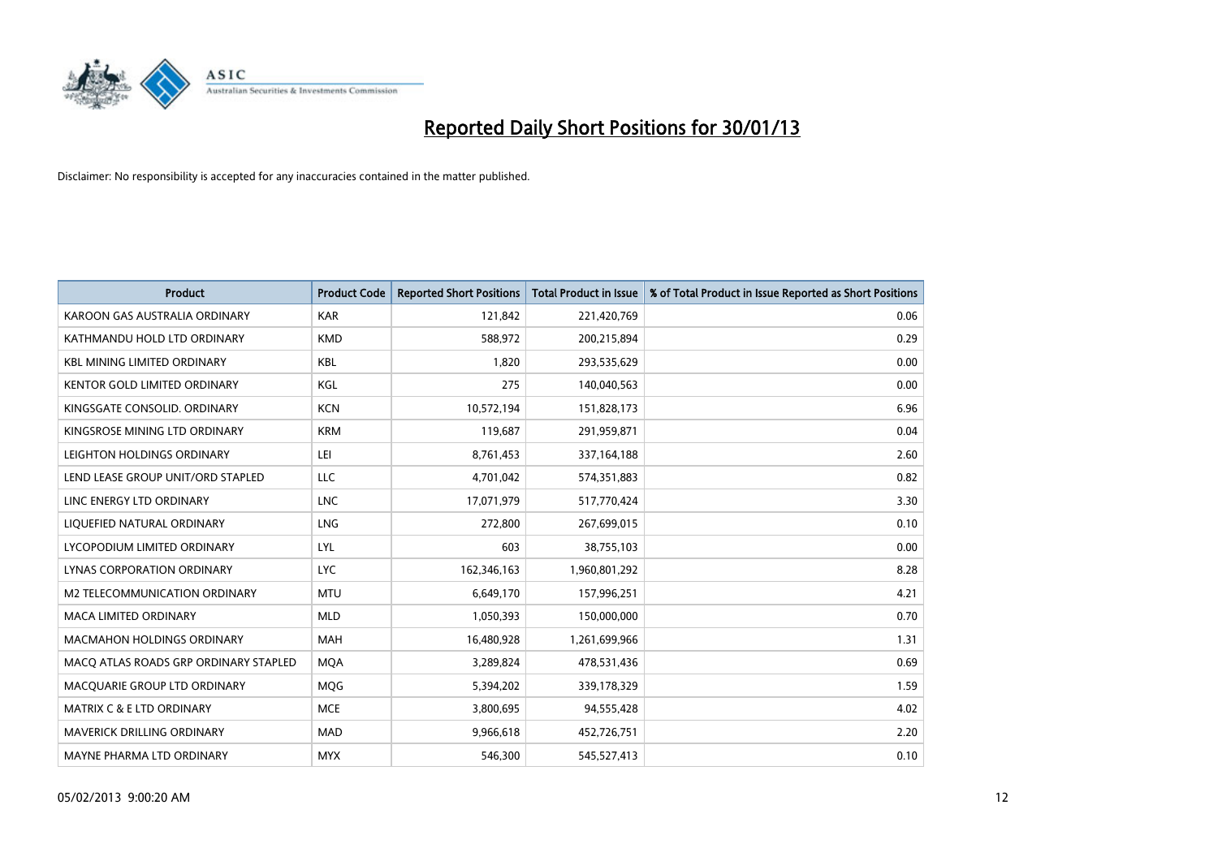# Reported Daily Short Positions for 30/01/13

Disclaimer: No responsibility is accepted for any inaccuracies contained in the matter published.

| Product | Product Code | Reported Short Positions | Total Product in Issue | % of Total Product in Issue Reported as Short Positions |
|---|---|---|---|---|
| KAROON GAS AUSTRALIA ORDINARY | KAR | 121,842 | 221,420,769 | 0.06 |
| KATHMANDU HOLD LTD ORDINARY | KMD | 588,972 | 200,215,894 | 0.29 |
| KBL MINING LIMITED ORDINARY | KBL | 1,820 | 293,535,629 | 0.00 |
| KENTOR GOLD LIMITED ORDINARY | KGL | 275 | 140,040,563 | 0.00 |
| KINGSGATE CONSOLID. ORDINARY | KCN | 10,572,194 | 151,828,173 | 6.96 |
| KINGSROSE MINING LTD ORDINARY | KRM | 119,687 | 291,959,871 | 0.04 |
| LEIGHTON HOLDINGS ORDINARY | LEI | 8,761,453 | 337,164,188 | 2.60 |
| LEND LEASE GROUP UNIT/ORD STAPLED | LLC | 4,701,042 | 574,351,883 | 0.82 |
| LINC ENERGY LTD ORDINARY | LNC | 17,071,979 | 517,770,424 | 3.30 |
| LIQUEFIED NATURAL ORDINARY | LNG | 272,800 | 267,699,015 | 0.10 |
| LYCOPODIUM LIMITED ORDINARY | LYL | 603 | 38,755,103 | 0.00 |
| LYNAS CORPORATION ORDINARY | LYC | 162,346,163 | 1,960,801,292 | 8.28 |
| M2 TELECOMMUNICATION ORDINARY | MTU | 6,649,170 | 157,996,251 | 4.21 |
| MACA LIMITED ORDINARY | MLD | 1,050,393 | 150,000,000 | 0.70 |
| MACMAHON HOLDINGS ORDINARY | MAH | 16,480,928 | 1,261,699,966 | 1.31 |
| MACQ ATLAS ROADS GRP ORDINARY STAPLED | MQA | 3,289,824 | 478,531,436 | 0.69 |
| MACQUARIE GROUP LTD ORDINARY | MQG | 5,394,202 | 339,178,329 | 1.59 |
| MATRIX C & E LTD ORDINARY | MCE | 3,800,695 | 94,555,428 | 4.02 |
| MAVERICK DRILLING ORDINARY | MAD | 9,966,618 | 452,726,751 | 2.20 |
| MAYNE PHARMA LTD ORDINARY | MYX | 546,300 | 545,527,413 | 0.10 |

05/02/2013 9:00:20 AM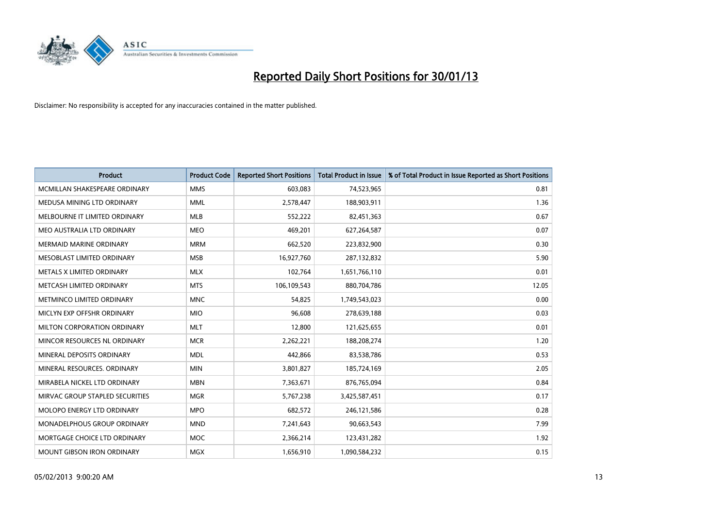# Reported Daily Short Positions for 30/01/13

Disclaimer: No responsibility is accepted for any inaccuracies contained in the matter published.

| Product | Product Code | Reported Short Positions | Total Product in Issue | % of Total Product in Issue Reported as Short Positions |
|---|---|---|---|---|
| MCMILLAN SHAKESPEARE ORDINARY | MMS | 603,083 | 74,523,965 | 0.81 |
| MEDUSA MINING LTD ORDINARY | MML | 2,578,447 | 188,903,911 | 1.36 |
| MELBOURNE IT LIMITED ORDINARY | MLB | 552,222 | 82,451,363 | 0.67 |
| MEO AUSTRALIA LTD ORDINARY | MEO | 469,201 | 627,264,587 | 0.07 |
| MERMAID MARINE ORDINARY | MRM | 662,520 | 223,832,900 | 0.30 |
| MESOBLAST LIMITED ORDINARY | MSB | 16,927,760 | 287,132,832 | 5.90 |
| METALS X LIMITED ORDINARY | MLX | 102,764 | 1,651,766,110 | 0.01 |
| METCASH LIMITED ORDINARY | MTS | 106,109,543 | 880,704,786 | 12.05 |
| METMINCO LIMITED ORDINARY | MNC | 54,825 | 1,749,543,023 | 0.00 |
| MICLYN EXP OFFSHR ORDINARY | MIO | 96,608 | 278,639,188 | 0.03 |
| MILTON CORPORATION ORDINARY | MLT | 12,800 | 121,625,655 | 0.01 |
| MINCOR RESOURCES NL ORDINARY | MCR | 2,262,221 | 188,208,274 | 1.20 |
| MINERAL DEPOSITS ORDINARY | MDL | 442,866 | 83,538,786 | 0.53 |
| MINERAL RESOURCES. ORDINARY | MIN | 3,801,827 | 185,724,169 | 2.05 |
| MIRABELA NICKEL LTD ORDINARY | MBN | 7,363,671 | 876,765,094 | 0.84 |
| MIRVAC GROUP STAPLED SECURITIES | MGR | 5,767,238 | 3,425,587,451 | 0.17 |
| MOLOPO ENERGY LTD ORDINARY | MPO | 682,572 | 246,121,586 | 0.28 |
| MONADELPHOUS GROUP ORDINARY | MND | 7,241,643 | 90,663,543 | 7.99 |
| MORTGAGE CHOICE LTD ORDINARY | MOC | 2,366,214 | 123,431,282 | 1.92 |
| MOUNT GIBSON IRON ORDINARY | MGX | 1,656,910 | 1,090,584,232 | 0.15 |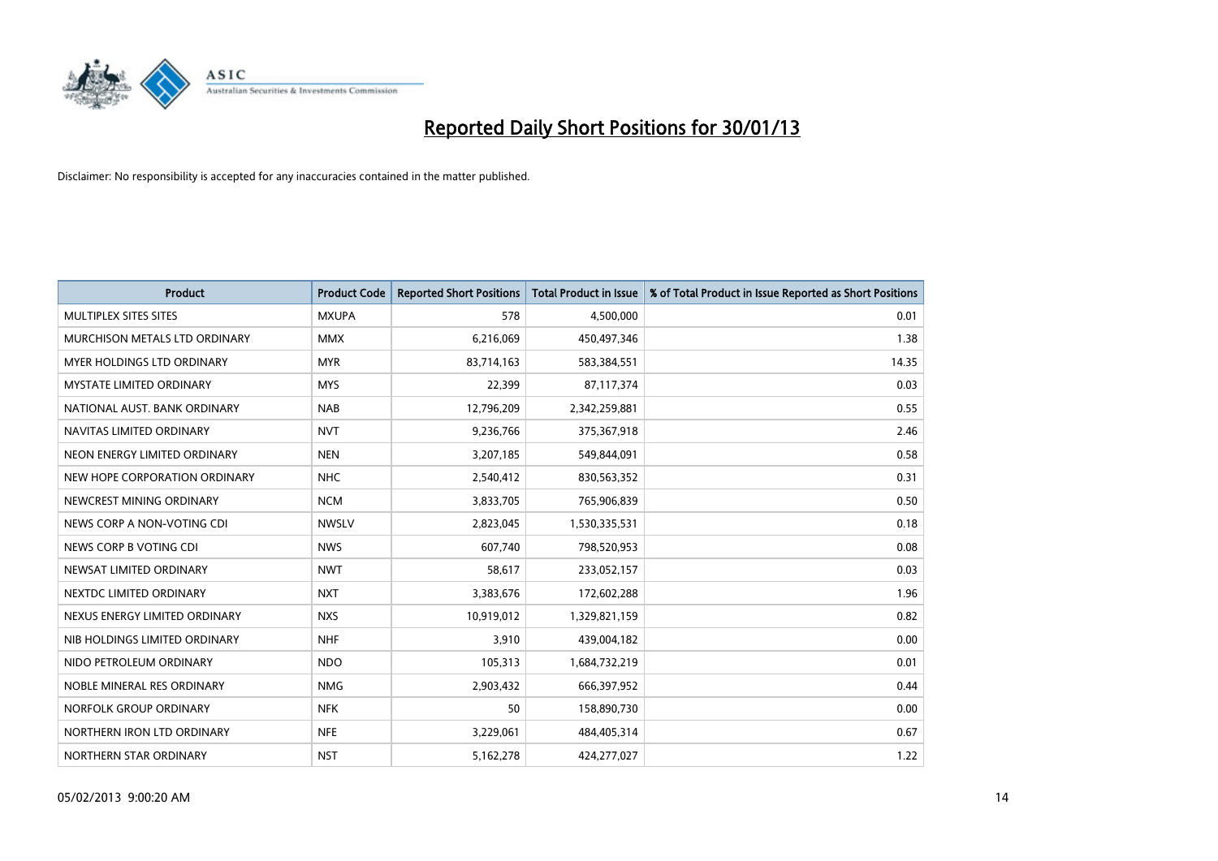# Reported Daily Short Positions for 30/01/13

Disclaimer: No responsibility is accepted for any inaccuracies contained in the matter published.

| Product | Product Code | Reported Short Positions | Total Product in Issue | % of Total Product in Issue Reported as Short Positions |
|---|---|---|---|---|
| MULTIPLEX SITES SITES | MXUPA | 578 | 4,500,000 | 0.01 |
| MURCHISON METALS LTD ORDINARY | MMX | 6,216,069 | 450,497,346 | 1.38 |
| MYER HOLDINGS LTD ORDINARY | MYR | 83,714,163 | 583,384,551 | 14.35 |
| MYSTATE LIMITED ORDINARY | MYS | 22,399 | 87,117,374 | 0.03 |
| NATIONAL AUST. BANK ORDINARY | NAB | 12,796,209 | 2,342,259,881 | 0.55 |
| NAVITAS LIMITED ORDINARY | NVT | 9,236,766 | 375,367,918 | 2.46 |
| NEON ENERGY LIMITED ORDINARY | NEN | 3,207,185 | 549,844,091 | 0.58 |
| NEW HOPE CORPORATION ORDINARY | NHC | 2,540,412 | 830,563,352 | 0.31 |
| NEWCREST MINING ORDINARY | NCM | 3,833,705 | 765,906,839 | 0.50 |
| NEWS CORP A NON-VOTING CDI | NWSLV | 2,823,045 | 1,530,335,531 | 0.18 |
| NEWS CORP B VOTING CDI | NWS | 607,740 | 798,520,953 | 0.08 |
| NEWSAT LIMITED ORDINARY | NWT | 58,617 | 233,052,157 | 0.03 |
| NEXTDC LIMITED ORDINARY | NXT | 3,383,676 | 172,602,288 | 1.96 |
| NEXUS ENERGY LIMITED ORDINARY | NXS | 10,919,012 | 1,329,821,159 | 0.82 |
| NIB HOLDINGS LIMITED ORDINARY | NHF | 3,910 | 439,004,182 | 0.00 |
| NIDO PETROLEUM ORDINARY | NDO | 105,313 | 1,684,732,219 | 0.01 |
| NOBLE MINERAL RES ORDINARY | NMG | 2,903,432 | 666,397,952 | 0.44 |
| NORFOLK GROUP ORDINARY | NFK | 50 | 158,890,730 | 0.00 |
| NORTHERN IRON LTD ORDINARY | NFE | 3,229,061 | 484,405,314 | 0.67 |
| NORTHERN STAR ORDINARY | NST | 5,162,278 | 424,277,027 | 1.22 |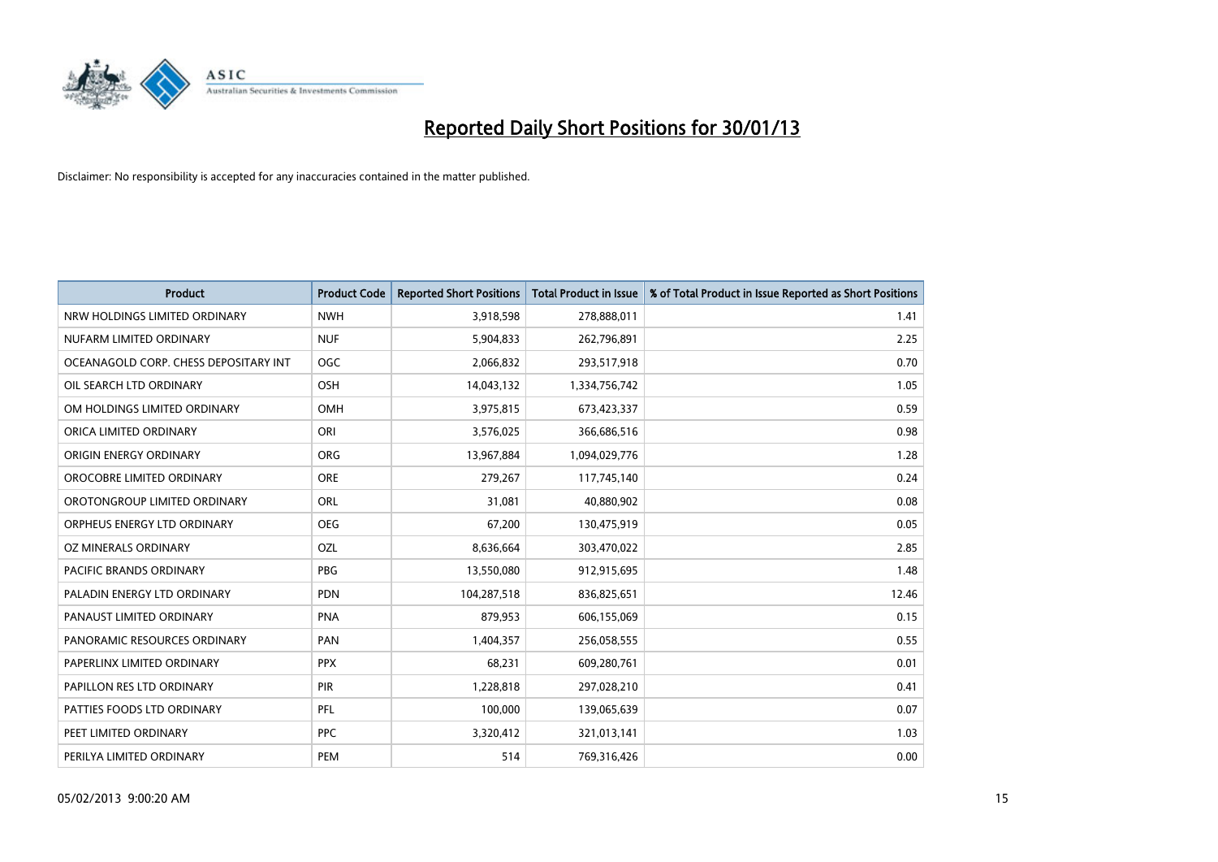# Reported Daily Short Positions for 30/01/13

Disclaimer: No responsibility is accepted for any inaccuracies contained in the matter published.

| Product | Product Code | Reported Short Positions | Total Product in Issue | % of Total Product in Issue Reported as Short Positions |
|---|---|---|---|---|
| NRW HOLDINGS LIMITED ORDINARY | NWH | 3,918,598 | 278,888,011 | 1.41 |
| NUFARM LIMITED ORDINARY | NUF | 5,904,833 | 262,796,891 | 2.25 |
| OCEANAGOLD CORP. CHESS DEPOSITARY INT | OGC | 2,066,832 | 293,517,918 | 0.70 |
| OIL SEARCH LTD ORDINARY | OSH | 14,043,132 | 1,334,756,742 | 1.05 |
| OM HOLDINGS LIMITED ORDINARY | OMH | 3,975,815 | 673,423,337 | 0.59 |
| ORICA LIMITED ORDINARY | ORI | 3,576,025 | 366,686,516 | 0.98 |
| ORIGIN ENERGY ORDINARY | ORG | 13,967,884 | 1,094,029,776 | 1.28 |
| OROCOBRE LIMITED ORDINARY | ORE | 279,267 | 117,745,140 | 0.24 |
| OROTONGROUP LIMITED ORDINARY | ORL | 31,081 | 40,880,902 | 0.08 |
| ORPHEUS ENERGY LTD ORDINARY | OEG | 67,200 | 130,475,919 | 0.05 |
| OZ MINERALS ORDINARY | OZL | 8,636,664 | 303,470,022 | 2.85 |
| PACIFIC BRANDS ORDINARY | PBG | 13,550,080 | 912,915,695 | 1.48 |
| PALADIN ENERGY LTD ORDINARY | PDN | 104,287,518 | 836,825,651 | 12.46 |
| PANAUST LIMITED ORDINARY | PNA | 879,953 | 606,155,069 | 0.15 |
| PANORAMIC RESOURCES ORDINARY | PAN | 1,404,357 | 256,058,555 | 0.55 |
| PAPERLINX LIMITED ORDINARY | PPX | 68,231 | 609,280,761 | 0.01 |
| PAPILLON RES LTD ORDINARY | PIR | 1,228,818 | 297,028,210 | 0.41 |
| PATTIES FOODS LTD ORDINARY | PFL | 100,000 | 139,065,639 | 0.07 |
| PEET LIMITED ORDINARY | PPC | 3,320,412 | 321,013,141 | 1.03 |
| PERILYA LIMITED ORDINARY | PEM | 514 | 769,316,426 | 0.00 |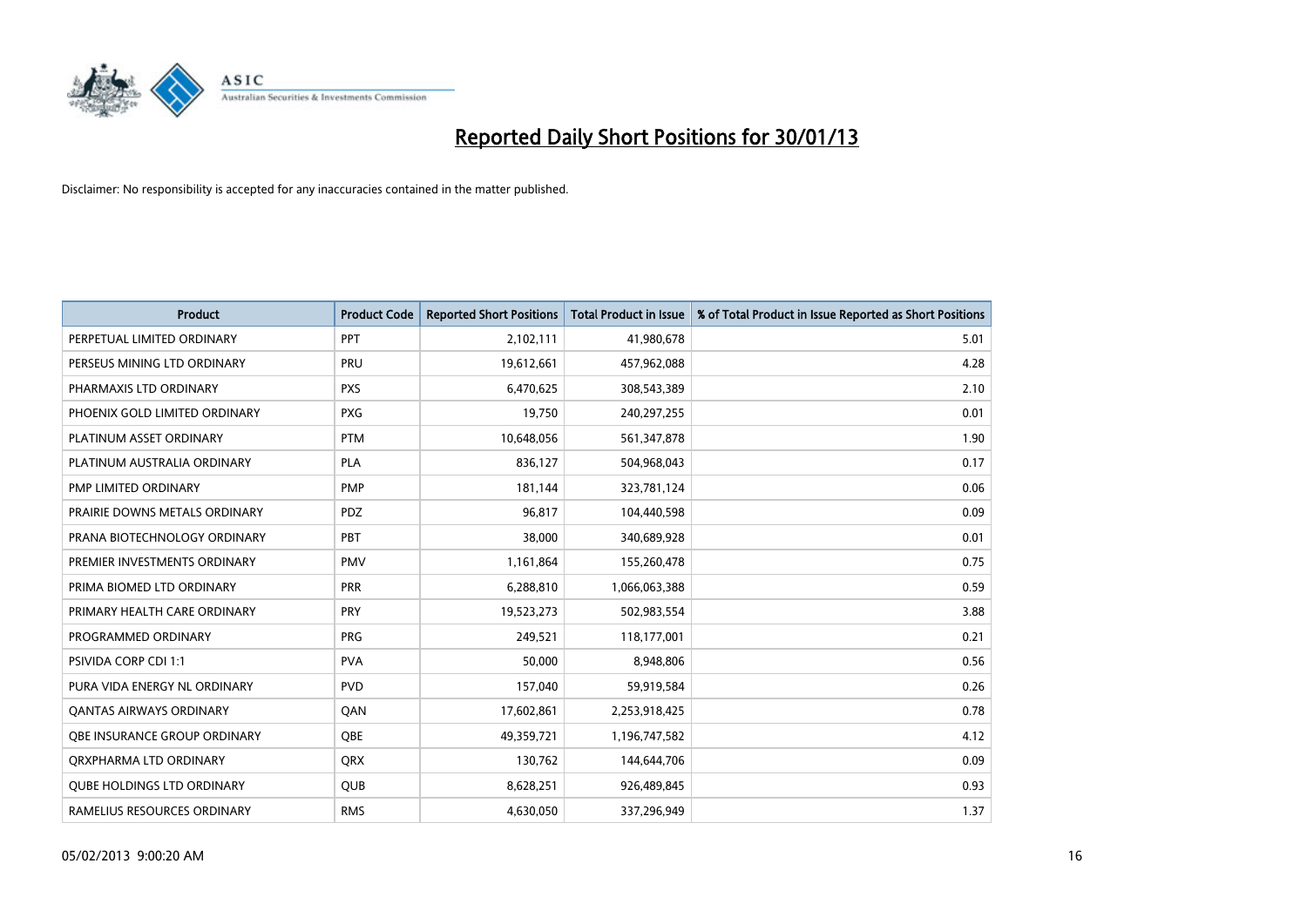# Reported Daily Short Positions for 30/01/13

Disclaimer: No responsibility is accepted for any inaccuracies contained in the matter published.

| Product | Product Code | Reported Short Positions | Total Product in Issue | % of Total Product in Issue Reported as Short Positions |
|---|---|---|---|---|
| PERPETUAL LIMITED ORDINARY | PPT | 2,102,111 | 41,980,678 | 5.01 |
| PERSEUS MINING LTD ORDINARY | PRU | 19,612,661 | 457,962,088 | 4.28 |
| PHARMAXIS LTD ORDINARY | PXS | 6,470,625 | 308,543,389 | 2.10 |
| PHOENIX GOLD LIMITED ORDINARY | PXG | 19,750 | 240,297,255 | 0.01 |
| PLATINUM ASSET ORDINARY | PTM | 10,648,056 | 561,347,878 | 1.90 |
| PLATINUM AUSTRALIA ORDINARY | PLA | 836,127 | 504,968,043 | 0.17 |
| PMP LIMITED ORDINARY | PMP | 181,144 | 323,781,124 | 0.06 |
| PRAIRIE DOWNS METALS ORDINARY | PDZ | 96,817 | 104,440,598 | 0.09 |
| PRANA BIOTECHNOLOGY ORDINARY | PBT | 38,000 | 340,689,928 | 0.01 |
| PREMIER INVESTMENTS ORDINARY | PMV | 1,161,864 | 155,260,478 | 0.75 |
| PRIMA BIOMED LTD ORDINARY | PRR | 6,288,810 | 1,066,063,388 | 0.59 |
| PRIMARY HEALTH CARE ORDINARY | PRY | 19,523,273 | 502,983,554 | 3.88 |
| PROGRAMMED ORDINARY | PRG | 249,521 | 118,177,001 | 0.21 |
| PSIVIDA CORP CDI 1:1 | PVA | 50,000 | 8,948,806 | 0.56 |
| PURA VIDA ENERGY NL ORDINARY | PVD | 157,040 | 59,919,584 | 0.26 |
| QANTAS AIRWAYS ORDINARY | QAN | 17,602,861 | 2,253,918,425 | 0.78 |
| QBE INSURANCE GROUP ORDINARY | QBE | 49,359,721 | 1,196,747,582 | 4.12 |
| QRXPHARMA LTD ORDINARY | QRX | 130,762 | 144,644,706 | 0.09 |
| QUBE HOLDINGS LTD ORDINARY | QUB | 8,628,251 | 926,489,845 | 0.93 |
| RAMELIUS RESOURCES ORDINARY | RMS | 4,630,050 | 337,296,949 | 1.37 |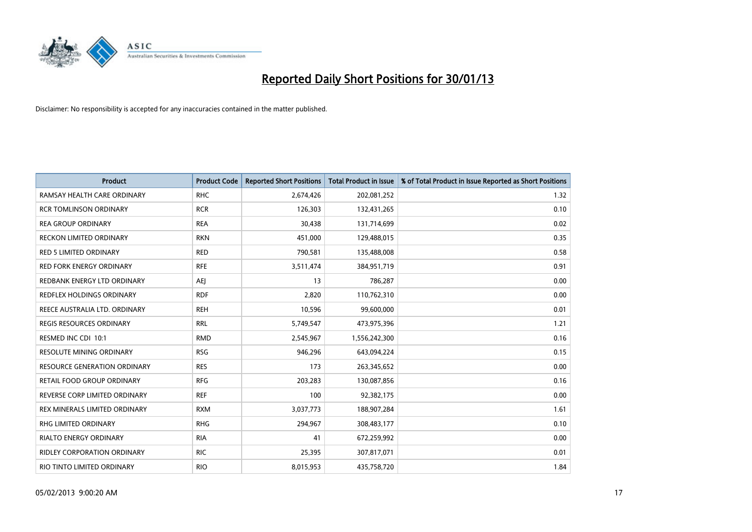# Reported Daily Short Positions for 30/01/13

Disclaimer: No responsibility is accepted for any inaccuracies contained in the matter published.

| Product | Product Code | Reported Short Positions | Total Product in Issue | % of Total Product in Issue Reported as Short Positions |
|---|---|---|---|---|
| RAMSAY HEALTH CARE ORDINARY | RHC | 2,674,426 | 202,081,252 | 1.32 |
| RCR TOMLINSON ORDINARY | RCR | 126,303 | 132,431,265 | 0.10 |
| REA GROUP ORDINARY | REA | 30,438 | 131,714,699 | 0.02 |
| RECKON LIMITED ORDINARY | RKN | 451,000 | 129,488,015 | 0.35 |
| RED 5 LIMITED ORDINARY | RED | 790,581 | 135,488,008 | 0.58 |
| RED FORK ENERGY ORDINARY | RFE | 3,511,474 | 384,951,719 | 0.91 |
| REDBANK ENERGY LTD ORDINARY | AEJ | 13 | 786,287 | 0.00 |
| REDFLEX HOLDINGS ORDINARY | RDF | 2,820 | 110,762,310 | 0.00 |
| REECE AUSTRALIA LTD. ORDINARY | REH | 10,596 | 99,600,000 | 0.01 |
| REGIS RESOURCES ORDINARY | RRL | 5,749,547 | 473,975,396 | 1.21 |
| RESMED INC CDI 10:1 | RMD | 2,545,967 | 1,556,242,300 | 0.16 |
| RESOLUTE MINING ORDINARY | RSG | 946,296 | 643,094,224 | 0.15 |
| RESOURCE GENERATION ORDINARY | RES | 173 | 263,345,652 | 0.00 |
| RETAIL FOOD GROUP ORDINARY | RFG | 203,283 | 130,087,856 | 0.16 |
| REVERSE CORP LIMITED ORDINARY | REF | 100 | 92,382,175 | 0.00 |
| REX MINERALS LIMITED ORDINARY | RXM | 3,037,773 | 188,907,284 | 1.61 |
| RHG LIMITED ORDINARY | RHG | 294,967 | 308,483,177 | 0.10 |
| RIALTO ENERGY ORDINARY | RIA | 41 | 672,259,992 | 0.00 |
| RIDLEY CORPORATION ORDINARY | RIC | 25,395 | 307,817,071 | 0.01 |
| RIO TINTO LIMITED ORDINARY | RIO | 8,015,953 | 435,758,720 | 1.84 |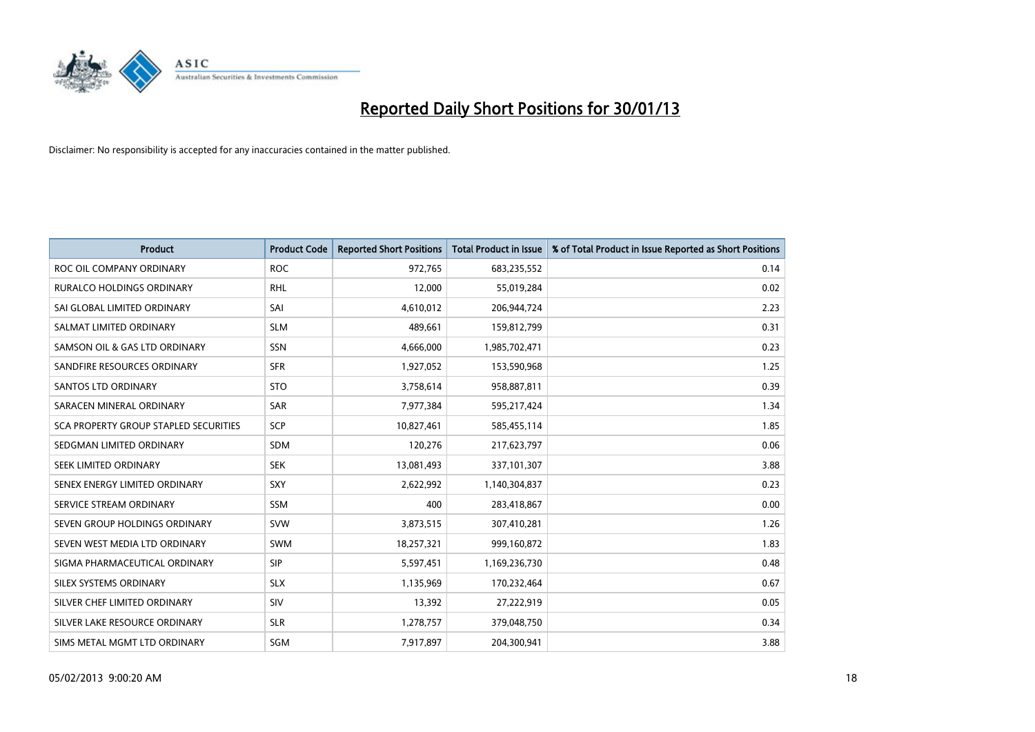# Reported Daily Short Positions for 30/01/13

Disclaimer: No responsibility is accepted for any inaccuracies contained in the matter published.

| Product | Product Code | Reported Short Positions | Total Product in Issue | % of Total Product in Issue Reported as Short Positions |
|---|---|---|---|---|
| ROC OIL COMPANY ORDINARY | ROC | 972,765 | 683,235,552 | 0.14 |
| RURALCO HOLDINGS ORDINARY | RHL | 12,000 | 55,019,284 | 0.02 |
| SAI GLOBAL LIMITED ORDINARY | SAI | 4,610,012 | 206,944,724 | 2.23 |
| SALMAT LIMITED ORDINARY | SLM | 489,661 | 159,812,799 | 0.31 |
| SAMSON OIL & GAS LTD ORDINARY | SSN | 4,666,000 | 1,985,702,471 | 0.23 |
| SANDFIRE RESOURCES ORDINARY | SFR | 1,927,052 | 153,590,968 | 1.25 |
| SANTOS LTD ORDINARY | STO | 3,758,614 | 958,887,811 | 0.39 |
| SARACEN MINERAL ORDINARY | SAR | 7,977,384 | 595,217,424 | 1.34 |
| SCA PROPERTY GROUP STAPLED SECURITIES | SCP | 10,827,461 | 585,455,114 | 1.85 |
| SEDGMAN LIMITED ORDINARY | SDM | 120,276 | 217,623,797 | 0.06 |
| SEEK LIMITED ORDINARY | SEK | 13,081,493 | 337,101,307 | 3.88 |
| SENEX ENERGY LIMITED ORDINARY | SXY | 2,622,992 | 1,140,304,837 | 0.23 |
| SERVICE STREAM ORDINARY | SSM | 400 | 283,418,867 | 0.00 |
| SEVEN GROUP HOLDINGS ORDINARY | SVW | 3,873,515 | 307,410,281 | 1.26 |
| SEVEN WEST MEDIA LTD ORDINARY | SWM | 18,257,321 | 999,160,872 | 1.83 |
| SIGMA PHARMACEUTICAL ORDINARY | SIP | 5,597,451 | 1,169,236,730 | 0.48 |
| SILEX SYSTEMS ORDINARY | SLX | 1,135,969 | 170,232,464 | 0.67 |
| SILVER CHEF LIMITED ORDINARY | SIV | 13,392 | 27,222,919 | 0.05 |
| SILVER LAKE RESOURCE ORDINARY | SLR | 1,278,757 | 379,048,750 | 0.34 |
| SIMS METAL MGMT LTD ORDINARY | SGM | 7,917,897 | 204,300,941 | 3.88 |

05/02/2013 9:00:20 AM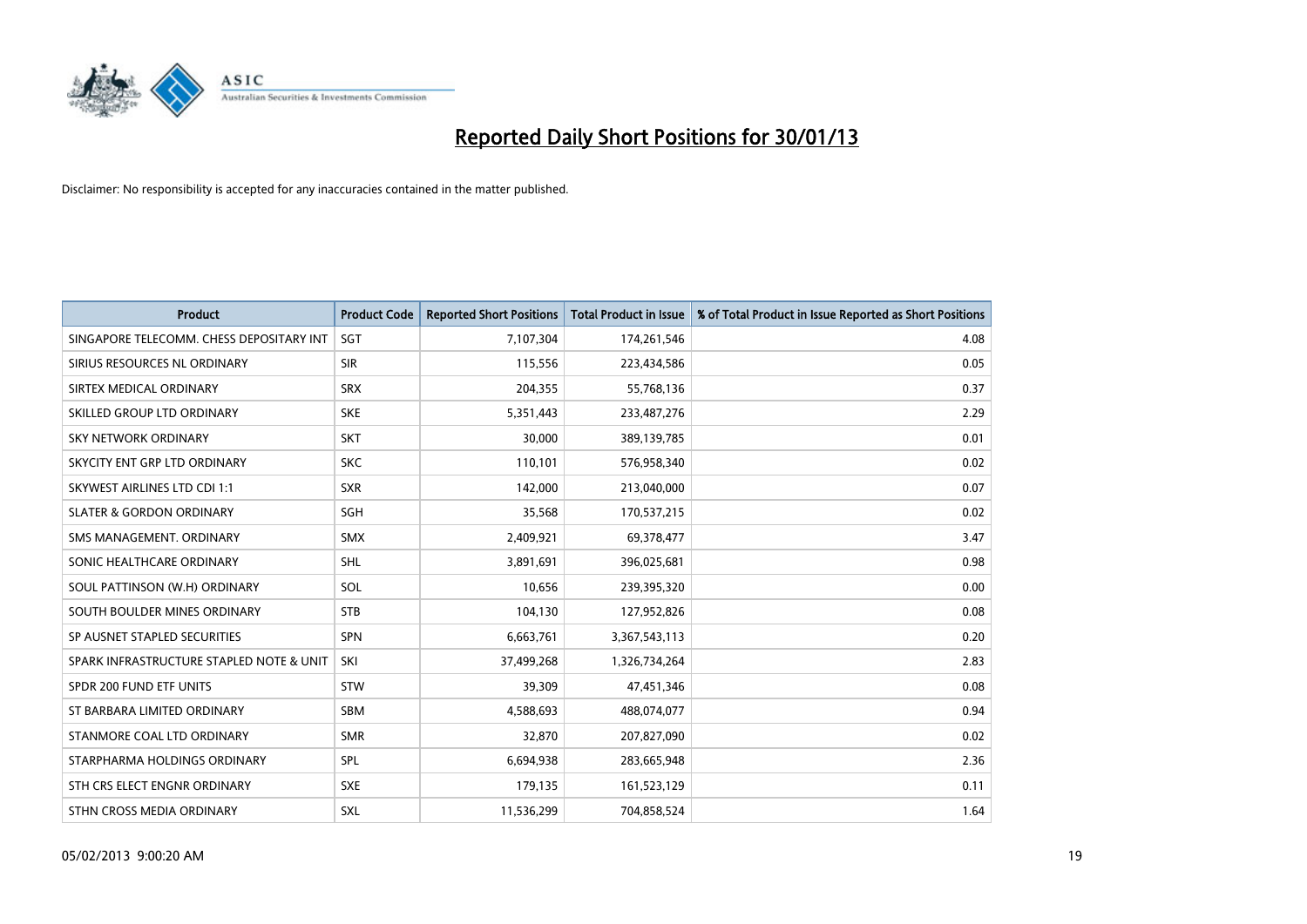# Reported Daily Short Positions for 30/01/13

Disclaimer: No responsibility is accepted for any inaccuracies contained in the matter published.

| Product | Product Code | Reported Short Positions | Total Product in Issue | % of Total Product in Issue Reported as Short Positions |
|---|---|---|---|---|
| SINGAPORE TELECOMM. CHESS DEPOSITARY INT | SGT | 7,107,304 | 174,261,546 | 4.08 |
| SIRIUS RESOURCES NL ORDINARY | SIR | 115,556 | 223,434,586 | 0.05 |
| SIRTEX MEDICAL ORDINARY | SRX | 204,355 | 55,768,136 | 0.37 |
| SKILLED GROUP LTD ORDINARY | SKE | 5,351,443 | 233,487,276 | 2.29 |
| SKY NETWORK ORDINARY | SKT | 30,000 | 389,139,785 | 0.01 |
| SKYCITY ENT GRP LTD ORDINARY | SKC | 110,101 | 576,958,340 | 0.02 |
| SKYWEST AIRLINES LTD CDI 1:1 | SXR | 142,000 | 213,040,000 | 0.07 |
| SLATER & GORDON ORDINARY | SGH | 35,568 | 170,537,215 | 0.02 |
| SMS MANAGEMENT. ORDINARY | SMX | 2,409,921 | 69,378,477 | 3.47 |
| SONIC HEALTHCARE ORDINARY | SHL | 3,891,691 | 396,025,681 | 0.98 |
| SOUL PATTINSON (W.H) ORDINARY | SOL | 10,656 | 239,395,320 | 0.00 |
| SOUTH BOULDER MINES ORDINARY | STB | 104,130 | 127,952,826 | 0.08 |
| SP AUSNET STAPLED SECURITIES | SPN | 6,663,761 | 3,367,543,113 | 0.20 |
| SPARK INFRASTRUCTURE STAPLED NOTE & UNIT | SKI | 37,499,268 | 1,326,734,264 | 2.83 |
| SPDR 200 FUND ETF UNITS | STW | 39,309 | 47,451,346 | 0.08 |
| ST BARBARA LIMITED ORDINARY | SBM | 4,588,693 | 488,074,077 | 0.94 |
| STANMORE COAL LTD ORDINARY | SMR | 32,870 | 207,827,090 | 0.02 |
| STARPHARMA HOLDINGS ORDINARY | SPL | 6,694,938 | 283,665,948 | 2.36 |
| STH CRS ELECT ENGNR ORDINARY | SXE | 179,135 | 161,523,129 | 0.11 |
| STHN CROSS MEDIA ORDINARY | SXL | 11,536,299 | 704,858,524 | 1.64 |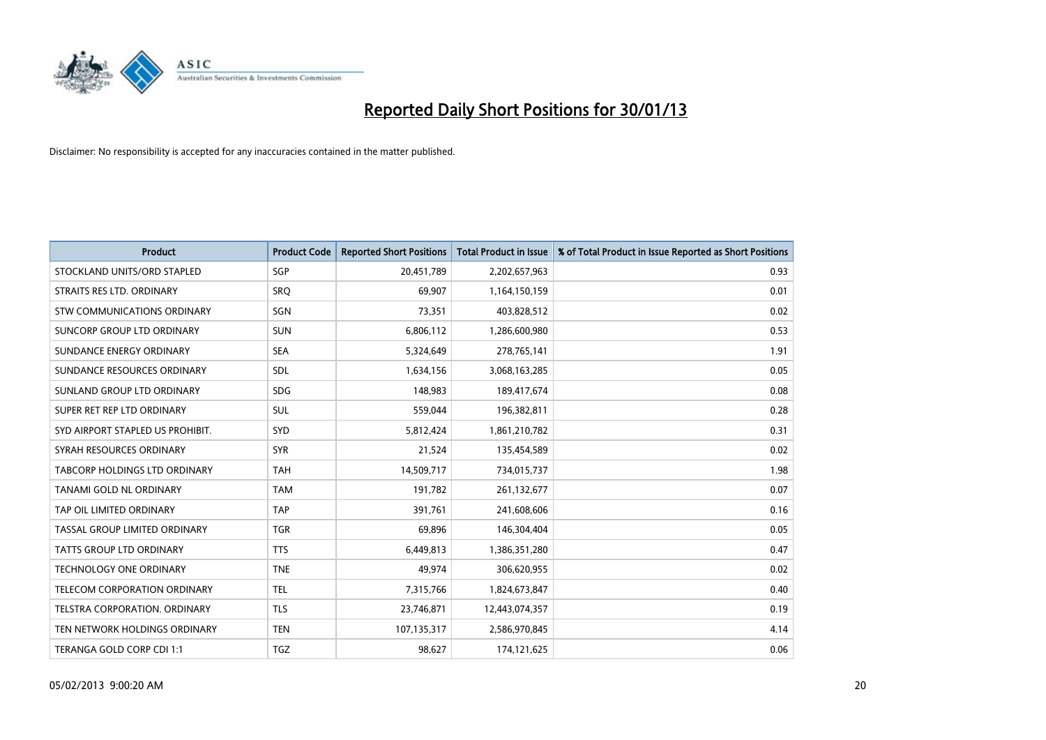# Reported Daily Short Positions for 30/01/13

Disclaimer: No responsibility is accepted for any inaccuracies contained in the matter published.

| Product | Product Code | Reported Short Positions | Total Product in Issue | % of Total Product in Issue Reported as Short Positions |
|---|---|---|---|---|
| STOCKLAND UNITS/ORD STAPLED | SGP | 20,451,789 | 2,202,657,963 | 0.93 |
| STRAITS RES LTD. ORDINARY | SRQ | 69,907 | 1,164,150,159 | 0.01 |
| STW COMMUNICATIONS ORDINARY | SGN | 73,351 | 403,828,512 | 0.02 |
| SUNCORP GROUP LTD ORDINARY | SUN | 6,806,112 | 1,286,600,980 | 0.53 |
| SUNDANCE ENERGY ORDINARY | SEA | 5,324,649 | 278,765,141 | 1.91 |
| SUNDANCE RESOURCES ORDINARY | SDL | 1,634,156 | 3,068,163,285 | 0.05 |
| SUNLAND GROUP LTD ORDINARY | SDG | 148,983 | 189,417,674 | 0.08 |
| SUPER RET REP LTD ORDINARY | SUL | 559,044 | 196,382,811 | 0.28 |
| SYD AIRPORT STAPLED US PROHIBIT. | SYD | 5,812,424 | 1,861,210,782 | 0.31 |
| SYRAH RESOURCES ORDINARY | SYR | 21,524 | 135,454,589 | 0.02 |
| TABCORP HOLDINGS LTD ORDINARY | TAH | 14,509,717 | 734,015,737 | 1.98 |
| TANAMI GOLD NL ORDINARY | TAM | 191,782 | 261,132,677 | 0.07 |
| TAP OIL LIMITED ORDINARY | TAP | 391,761 | 241,608,606 | 0.16 |
| TASSAL GROUP LIMITED ORDINARY | TGR | 69,896 | 146,304,404 | 0.05 |
| TATTS GROUP LTD ORDINARY | TTS | 6,449,813 | 1,386,351,280 | 0.47 |
| TECHNOLOGY ONE ORDINARY | TNE | 49,974 | 306,620,955 | 0.02 |
| TELECOM CORPORATION ORDINARY | TEL | 7,315,766 | 1,824,673,847 | 0.40 |
| TELSTRA CORPORATION. ORDINARY | TLS | 23,746,871 | 12,443,074,357 | 0.19 |
| TEN NETWORK HOLDINGS ORDINARY | TEN | 107,135,317 | 2,586,970,845 | 4.14 |
| TERANGA GOLD CORP CDI 1:1 | TGZ | 98,627 | 174,121,625 | 0.06 |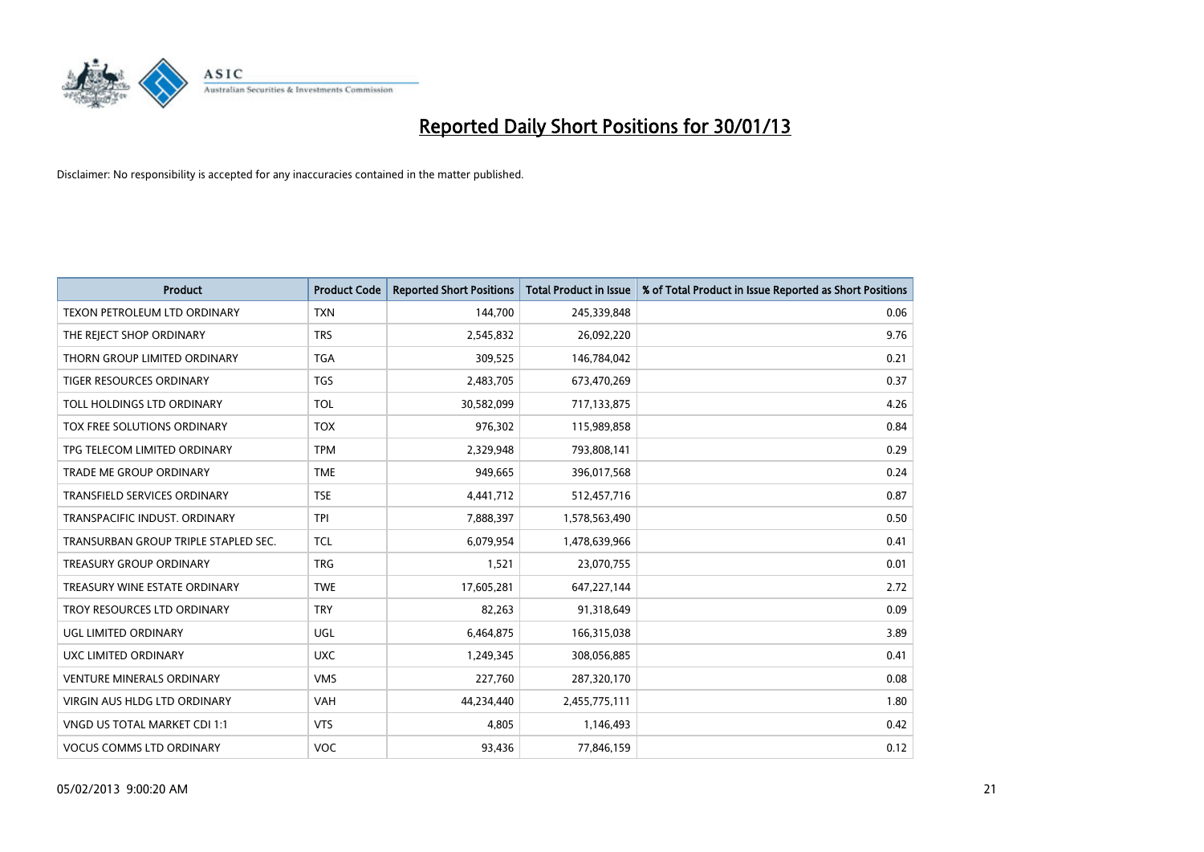# Reported Daily Short Positions for 30/01/13

Disclaimer: No responsibility is accepted for any inaccuracies contained in the matter published.

| Product | Product Code | Reported Short Positions | Total Product in Issue | % of Total Product in Issue Reported as Short Positions |
|---|---|---|---|---|
| TEXON PETROLEUM LTD ORDINARY | TXN | 144,700 | 245,339,848 | 0.06 |
| THE REJECT SHOP ORDINARY | TRS | 2,545,832 | 26,092,220 | 9.76 |
| THORN GROUP LIMITED ORDINARY | TGA | 309,525 | 146,784,042 | 0.21 |
| TIGER RESOURCES ORDINARY | TGS | 2,483,705 | 673,470,269 | 0.37 |
| TOLL HOLDINGS LTD ORDINARY | TOL | 30,582,099 | 717,133,875 | 4.26 |
| TOX FREE SOLUTIONS ORDINARY | TOX | 976,302 | 115,989,858 | 0.84 |
| TPG TELECOM LIMITED ORDINARY | TPM | 2,329,948 | 793,808,141 | 0.29 |
| TRADE ME GROUP ORDINARY | TME | 949,665 | 396,017,568 | 0.24 |
| TRANSFIELD SERVICES ORDINARY | TSE | 4,441,712 | 512,457,716 | 0.87 |
| TRANSPACIFIC INDUST. ORDINARY | TPI | 7,888,397 | 1,578,563,490 | 0.50 |
| TRANSURBAN GROUP TRIPLE STAPLED SEC. | TCL | 6,079,954 | 1,478,639,966 | 0.41 |
| TREASURY GROUP ORDINARY | TRG | 1,521 | 23,070,755 | 0.01 |
| TREASURY WINE ESTATE ORDINARY | TWE | 17,605,281 | 647,227,144 | 2.72 |
| TROY RESOURCES LTD ORDINARY | TRY | 82,263 | 91,318,649 | 0.09 |
| UGL LIMITED ORDINARY | UGL | 6,464,875 | 166,315,038 | 3.89 |
| UXC LIMITED ORDINARY | UXC | 1,249,345 | 308,056,885 | 0.41 |
| VENTURE MINERALS ORDINARY | VMS | 227,760 | 287,320,170 | 0.08 |
| VIRGIN AUS HLDG LTD ORDINARY | VAH | 44,234,440 | 2,455,775,111 | 1.80 |
| VNGD US TOTAL MARKET CDI 1:1 | VTS | 4,805 | 1,146,493 | 0.42 |
| VOCUS COMMS LTD ORDINARY | VOC | 93,436 | 77,846,159 | 0.12 |

05/02/2013 9:00:20 AM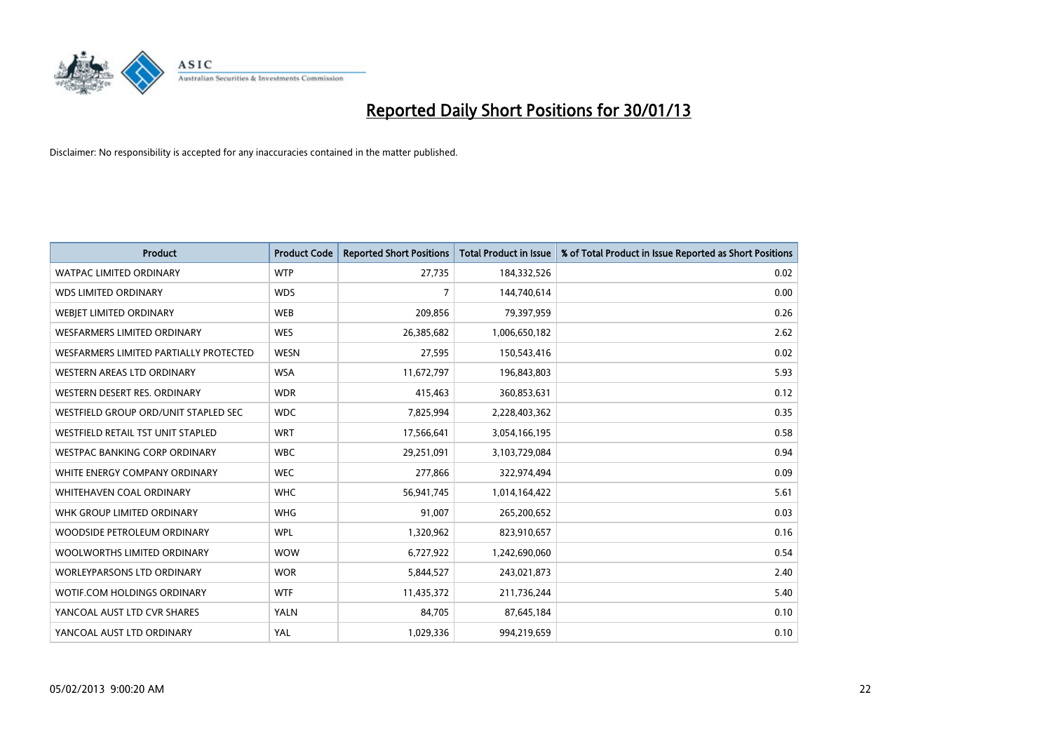# Reported Daily Short Positions for 30/01/13

Disclaimer: No responsibility is accepted for any inaccuracies contained in the matter published.

| Product | Product Code | Reported Short Positions | Total Product in Issue | % of Total Product in Issue Reported as Short Positions |
|---|---|---|---|---|
| WATPAC LIMITED ORDINARY | WTP | 27,735 | 184,332,526 | 0.02 |
| WDS LIMITED ORDINARY | WDS | 7 | 144,740,614 | 0.00 |
| WEBJET LIMITED ORDINARY | WEB | 209,856 | 79,397,959 | 0.26 |
| WESFARMERS LIMITED ORDINARY | WES | 26,385,682 | 1,006,650,182 | 2.62 |
| WESFARMERS LIMITED PARTIALLY PROTECTED | WESN | 27,595 | 150,543,416 | 0.02 |
| WESTERN AREAS LTD ORDINARY | WSA | 11,672,797 | 196,843,803 | 5.93 |
| WESTERN DESERT RES. ORDINARY | WDR | 415,463 | 360,853,631 | 0.12 |
| WESTFIELD GROUP ORD/UNIT STAPLED SEC | WDC | 7,825,994 | 2,228,403,362 | 0.35 |
| WESTFIELD RETAIL TST UNIT STAPLED | WRT | 17,566,641 | 3,054,166,195 | 0.58 |
| WESTPAC BANKING CORP ORDINARY | WBC | 29,251,091 | 3,103,729,084 | 0.94 |
| WHITE ENERGY COMPANY ORDINARY | WEC | 277,866 | 322,974,494 | 0.09 |
| WHITEHAVEN COAL ORDINARY | WHC | 56,941,745 | 1,014,164,422 | 5.61 |
| WHK GROUP LIMITED ORDINARY | WHG | 91,007 | 265,200,652 | 0.03 |
| WOODSIDE PETROLEUM ORDINARY | WPL | 1,320,962 | 823,910,657 | 0.16 |
| WOOLWORTHS LIMITED ORDINARY | WOW | 6,727,922 | 1,242,690,060 | 0.54 |
| WORLEYPARSONS LTD ORDINARY | WOR | 5,844,527 | 243,021,873 | 2.40 |
| WOTIF.COM HOLDINGS ORDINARY | WTF | 11,435,372 | 211,736,244 | 5.40 |
| YANCOAL AUST LTD CVR SHARES | YALN | 84,705 | 87,645,184 | 0.10 |
| YANCOAL AUST LTD ORDINARY | YAL | 1,029,336 | 994,219,659 | 0.10 |